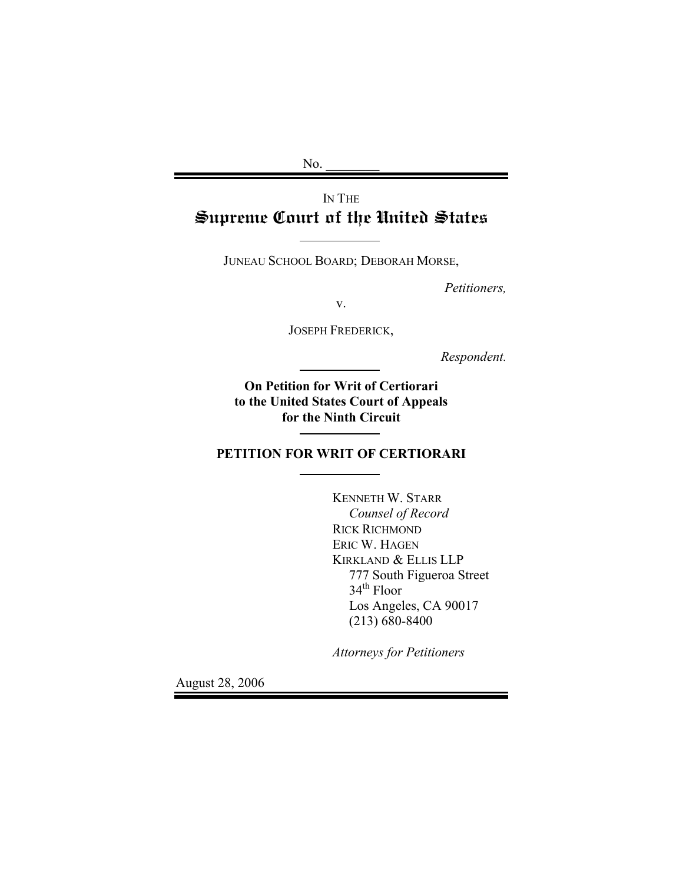No. ________

IN THE

# Supreme Court of the United States

JUNEAU SCHOOL BOARD; DEBORAH MORSE,

*Petitioners,*

v.

JOSEPH FREDERICK,

*Respondent.*

**On Petition for Writ of Certiorari to the United States Court of Appeals for the Ninth Circuit**

## PETITION FOR WRIT OF CERTIORARI

KENNETH W. STARR
*Counsel of Record*
RICK RICHMOND
ERIC W. HAGEN
KIRKLAND & ELLIS LLP
777 South Figueroa Street
34th Floor
Los Angeles, CA 90017
(213) 680-8400

*Attorneys for Petitioners*

August 28, 2006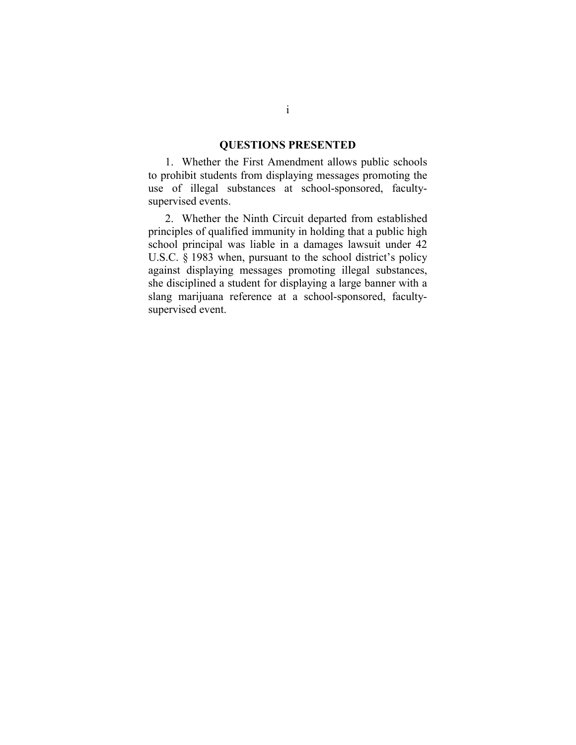## QUESTIONS PRESENTED

1. Whether the First Amendment allows public schools to prohibit students from displaying messages promoting the use of illegal substances at school-sponsored, faculty-supervised events.

2. Whether the Ninth Circuit departed from established principles of qualified immunity in holding that a public high school principal was liable in a damages lawsuit under 42 U.S.C. § 1983 when, pursuant to the school district's policy against displaying messages promoting illegal substances, she disciplined a student for displaying a large banner with a slang marijuana reference at a school-sponsored, faculty-supervised event.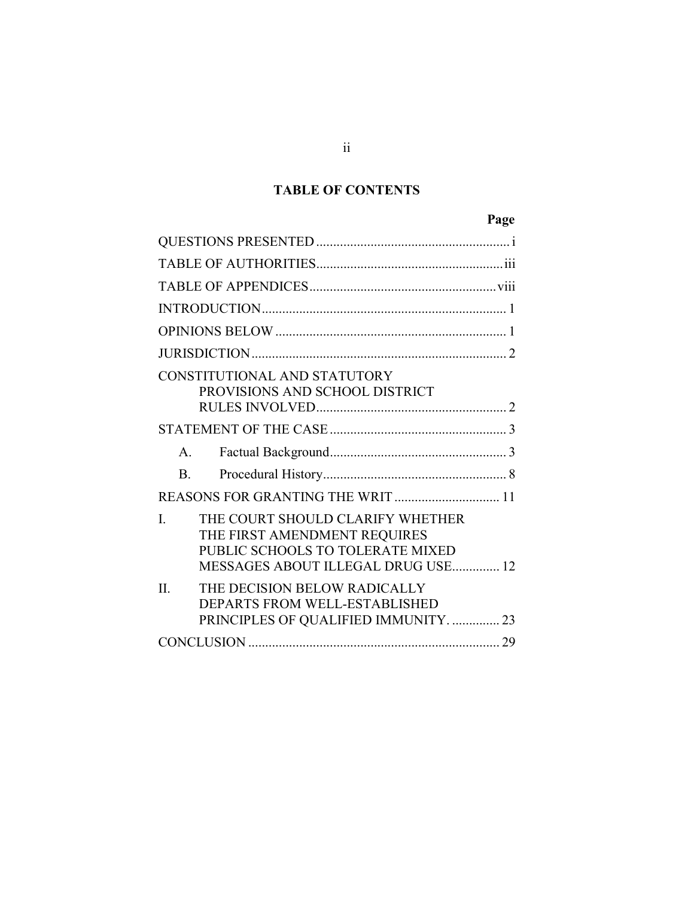## TABLE OF CONTENTS

| | Page |
|---|---|
| QUESTIONS PRESENTED | i |
| TABLE OF AUTHORITIES | iii |
| TABLE OF APPENDICES | viii |
| INTRODUCTION | 1 |
| OPINIONS BELOW | 1 |
| JURISDICTION | 2 |
| CONSTITUTIONAL AND STATUTORY PROVISIONS AND SCHOOL DISTRICT RULES INVOLVED | 2 |
| STATEMENT OF THE CASE | 3 |
| A. Factual Background | 3 |
| B. Procedural History | 8 |
| REASONS FOR GRANTING THE WRIT | 11 |
| I. THE COURT SHOULD CLARIFY WHETHER THE FIRST AMENDMENT REQUIRES PUBLIC SCHOOLS TO TOLERATE MIXED MESSAGES ABOUT ILLEGAL DRUG USE | 12 |
| II. THE DECISION BELOW RADICALLY DEPARTS FROM WELL-ESTABLISHED PRINCIPLES OF QUALIFIED IMMUNITY. | 23 |
| CONCLUSION | 29 |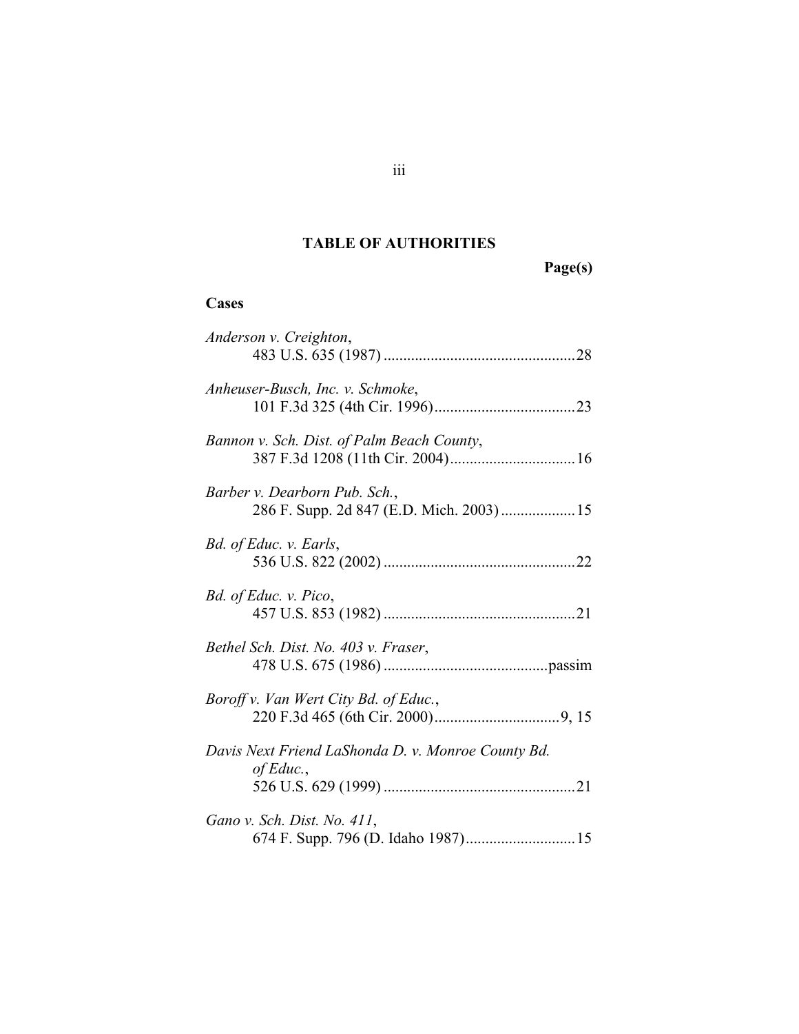## TABLE OF AUTHORITIES

**Page(s)**

### Cases

*Anderson v. Creighton*,
483 U.S. 635 (1987) ................................................28

*Anheuser-Busch, Inc. v. Schmoke*,
101 F.3d 325 (4th Cir. 1996)....................................23

*Bannon v. Sch. Dist. of Palm Beach County*,
387 F.3d 1208 (11th Cir. 2004)................................16

*Barber v. Dearborn Pub. Sch.*,
286 F. Supp. 2d 847 (E.D. Mich. 2003)...................15

*Bd. of Educ. v. Earls*,
536 U.S. 822 (2002) ................................................22

*Bd. of Educ. v. Pico*,
457 U.S. 853 (1982) ................................................21

*Bethel Sch. Dist. No. 403 v. Fraser*,
478 U.S. 675 (1986) ..........................................passim

*Boroff v. Van Wert City Bd. of Educ.*,
220 F.3d 465 (6th Cir. 2000)................................9, 15

*Davis Next Friend LaShonda D. v. Monroe County Bd. of Educ.*,
526 U.S. 629 (1999) ................................................21

*Gano v. Sch. Dist. No. 411*,
674 F. Supp. 796 (D. Idaho 1987)............................15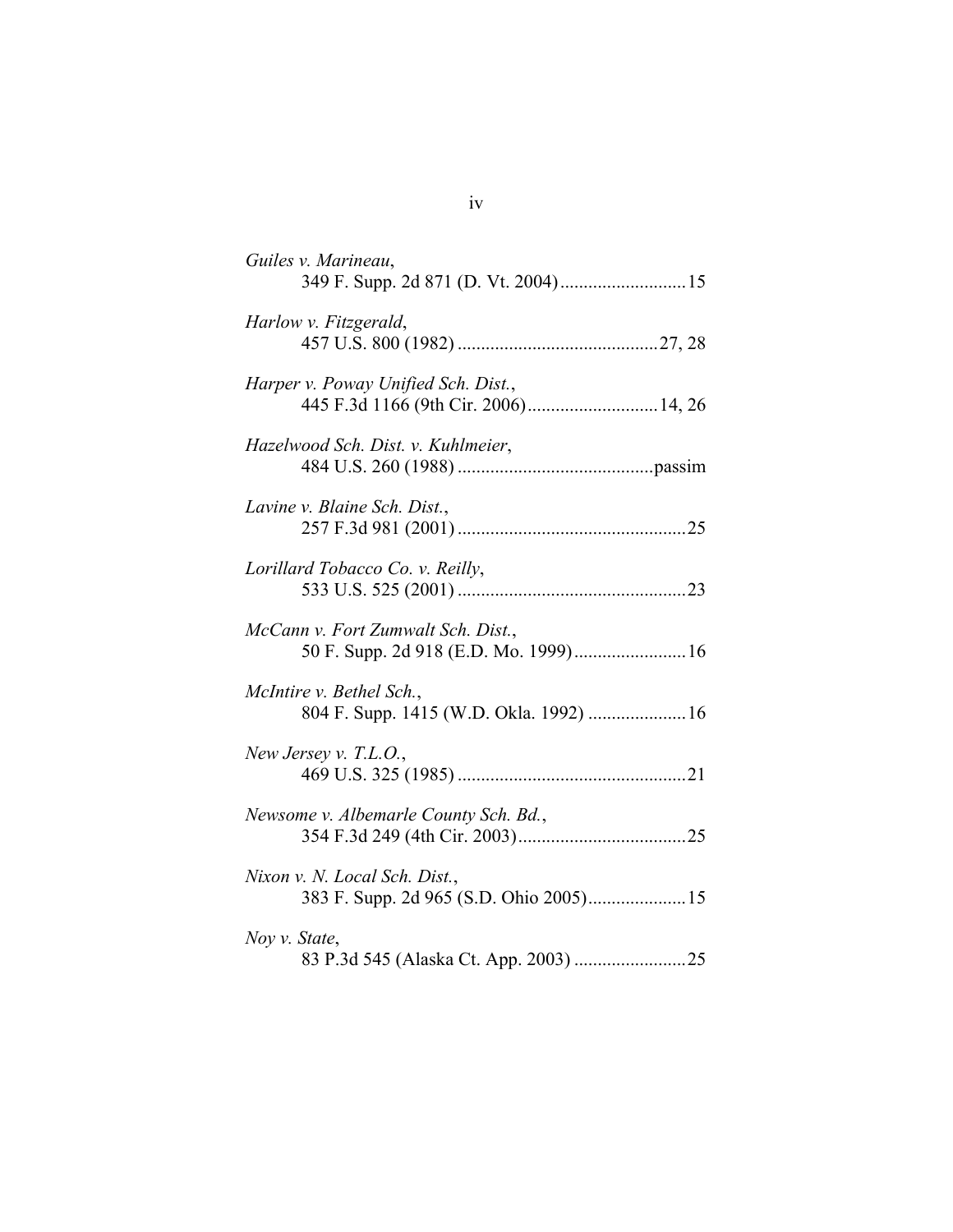*Guiles v. Marineau*,
349 F. Supp. 2d 871 (D. Vt. 2004) .......................... 15

*Harlow v. Fitzgerald*,
457 U.S. 800 (1982) .......................................... 27, 28

*Harper v. Poway Unified Sch. Dist.*,
445 F.3d 1166 (9th Cir. 2006) ............................ 14, 26

*Hazelwood Sch. Dist. v. Kuhlmeier*,
484 U.S. 260 (1988) .......................................... passim

*Lavine v. Blaine Sch. Dist.*,
257 F.3d 981 (2001) ................................................ 25

*Lorillard Tobacco Co. v. Reilly*,
533 U.S. 525 (2001) ................................................ 23

*McCann v. Fort Zumwalt Sch. Dist.*,
50 F. Supp. 2d 918 (E.D. Mo. 1999) ........................ 16

*McIntire v. Bethel Sch.*,
804 F. Supp. 1415 (W.D. Okla. 1992) ..................... 16

*New Jersey v. T.L.O.*,
469 U.S. 325 (1985) ................................................ 21

*Newsome v. Albemarle County Sch. Bd.*,
354 F.3d 249 (4th Cir. 2003) ................................... 25

*Nixon v. N. Local Sch. Dist.*,
383 F. Supp. 2d 965 (S.D. Ohio 2005) ..................... 15

*Noy v. State*,
83 P.3d 545 (Alaska Ct. App. 2003) ........................ 25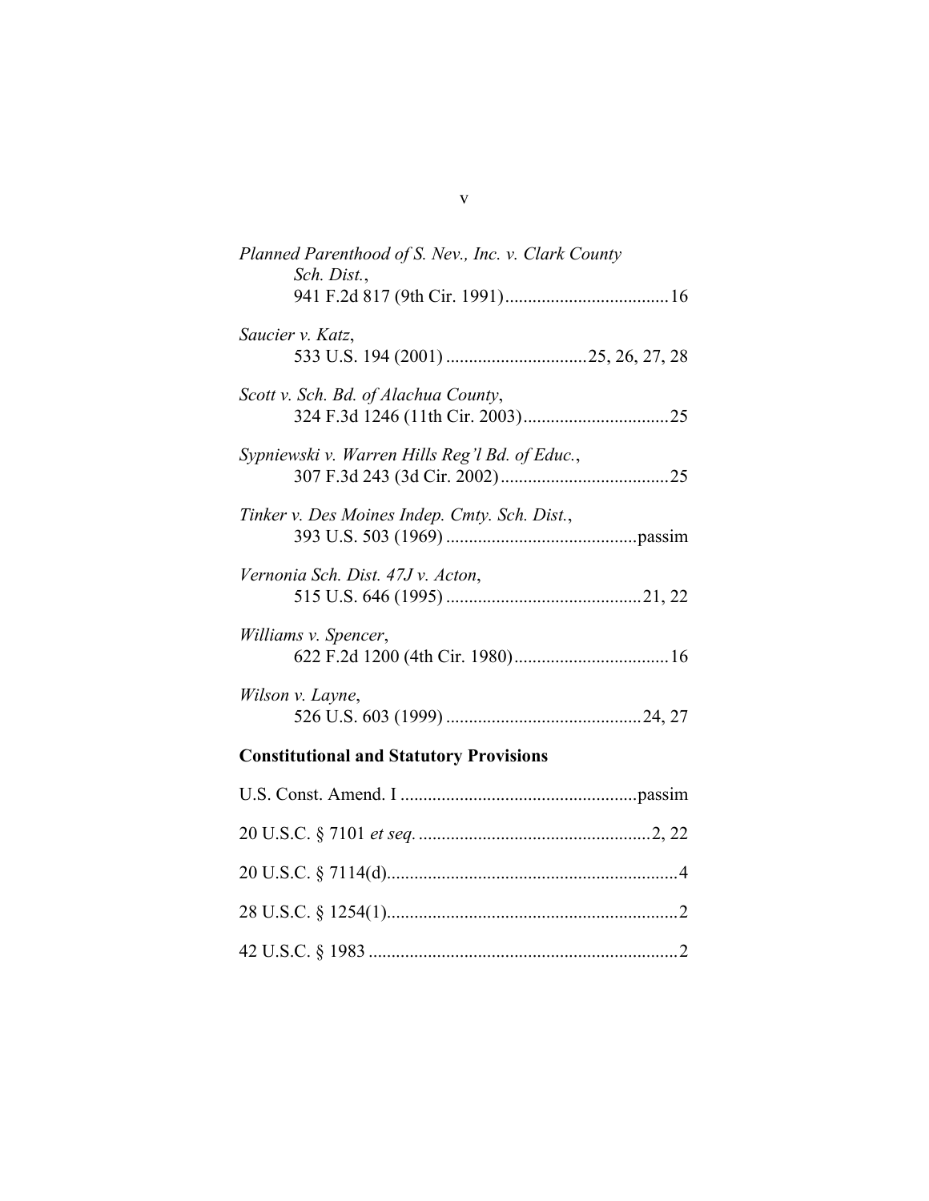*Planned Parenthood of S. Nev., Inc. v. Clark County Sch. Dist.*,
941 F.2d 817 (9th Cir. 1991)....................................16

*Saucier v. Katz*,
533 U.S. 194 (2001) ...............................25, 26, 27, 28

*Scott v. Sch. Bd. of Alachua County*,
324 F.3d 1246 (11th Cir. 2003)................................25

*Sypniewski v. Warren Hills Reg'l Bd. of Educ.*,
307 F.3d 243 (3d Cir. 2002).....................................25

*Tinker v. Des Moines Indep. Cmty. Sch. Dist.*,
393 U.S. 503 (1969) ..........................................passim

*Vernonia Sch. Dist. 47J v. Acton*,
515 U.S. 646 (1995) ...........................................21, 22

*Williams v. Spencer*,
622 F.2d 1200 (4th Cir. 1980)..................................16

*Wilson v. Layne*,
526 U.S. 603 (1999) ...........................................24, 27

**Constitutional and Statutory Provisions**

U.S. Const. Amend. I ....................................................passim

20 U.S.C. § 7101 *et seq.* ...................................................2, 22

20 U.S.C. § 7114(d)................................................................4

28 U.S.C. § 1254(1)................................................................2

42 U.S.C. § 1983 ....................................................................2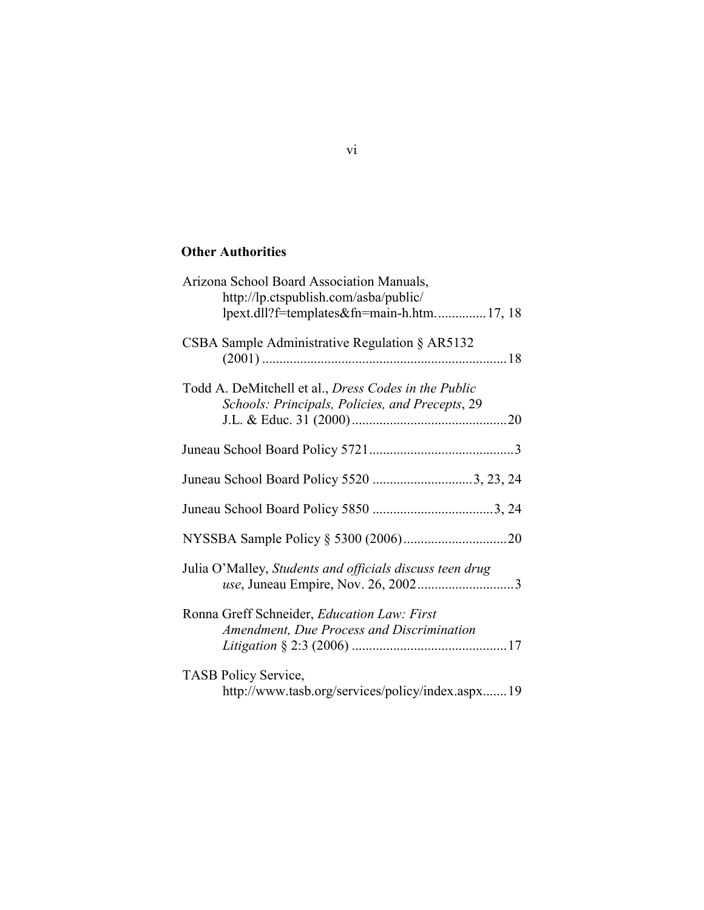**Other Authorities**

Arizona School Board Association Manuals, http://lp.ctspublish.com/asba/public/lpext.dll?f=templates&fn=main-h.htm. .............. 17, 18

CSBA Sample Administrative Regulation § AR5132 (2001) ...................................................................... 18

Todd A. DeMitchell et al., *Dress Codes in the Public Schools: Principals, Policies, and Precepts*, 29 J.L. & Educ. 31 (2000) ............................................ 20

Juneau School Board Policy 5721 .......................................... 3

Juneau School Board Policy 5520 ............................ 3, 23, 24

Juneau School Board Policy 5850 .................................. 3, 24

NYSSBA Sample Policy § 5300 (2006) .............................. 20

Julia O'Malley, *Students and officials discuss teen drug use*, Juneau Empire, Nov. 26, 2002 ........................... 3

Ronna Greff Schneider, *Education Law: First Amendment, Due Process and Discrimination Litigation* § 2:3 (2006) ............................................ 17

TASB Policy Service, http://www.tasb.org/services/policy/index.aspx....... 19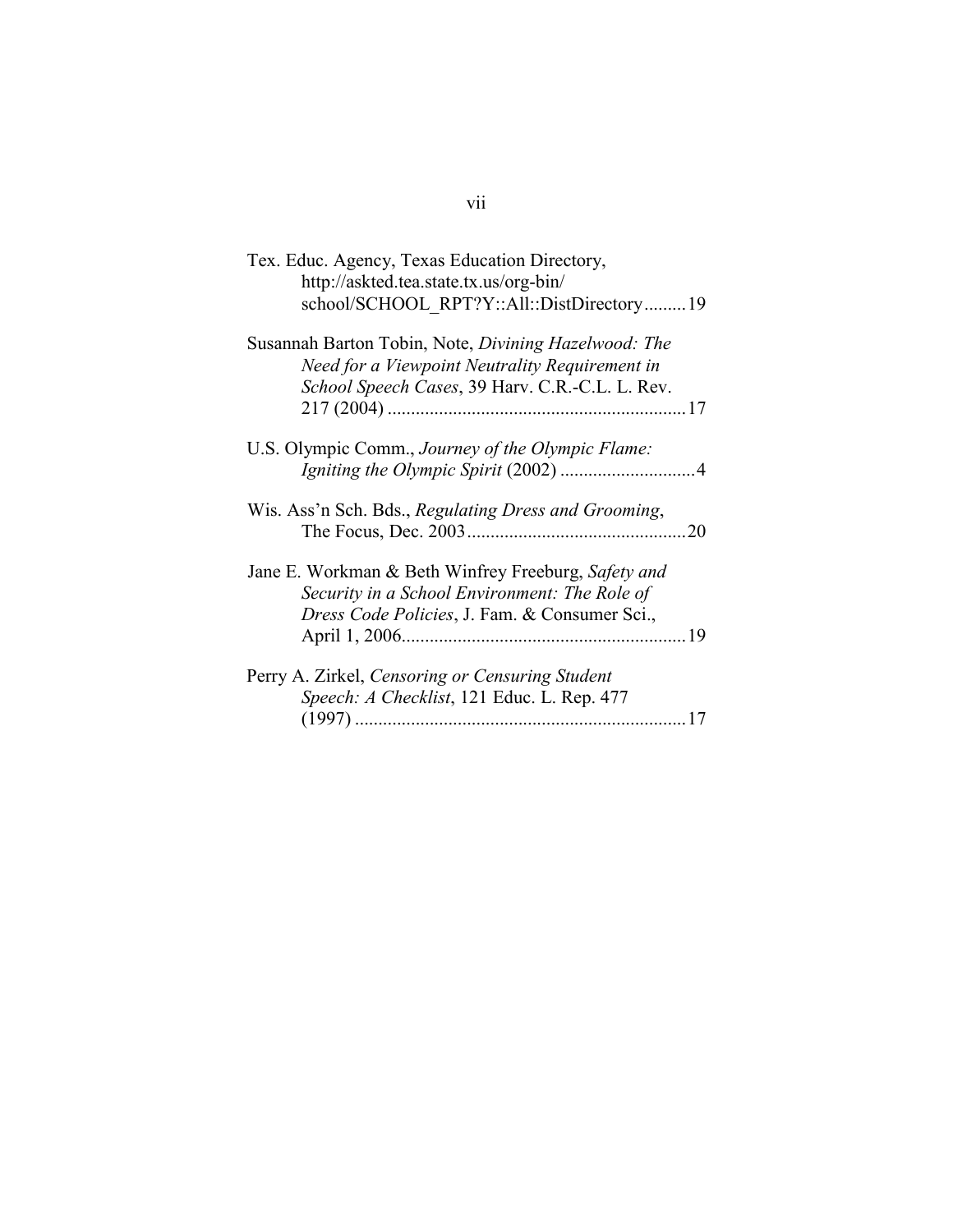Tex. Educ. Agency, Texas Education Directory, http://askted.tea.state.tx.us/org-bin/school/SCHOOL_RPT?Y::All::DistDirectory.........19

Susannah Barton Tobin, Note, *Divining Hazelwood: The Need for a Viewpoint Neutrality Requirement in School Speech Cases*, 39 Harv. C.R.-C.L. L. Rev. 217 (2004) ................................................................17

U.S. Olympic Comm., *Journey of the Olympic Flame: Igniting the Olympic Spirit* (2002) .............................4

Wis. Ass'n Sch. Bds., *Regulating Dress and Grooming*, The Focus, Dec. 2003...............................................20

Jane E. Workman & Beth Winfrey Freeburg, *Safety and Security in a School Environment: The Role of Dress Code Policies*, J. Fam. & Consumer Sci., April 1, 2006.............................................................19

Perry A. Zirkel, *Censoring or Censuring Student Speech: A Checklist*, 121 Educ. L. Rep. 477 (1997) .......................................................................17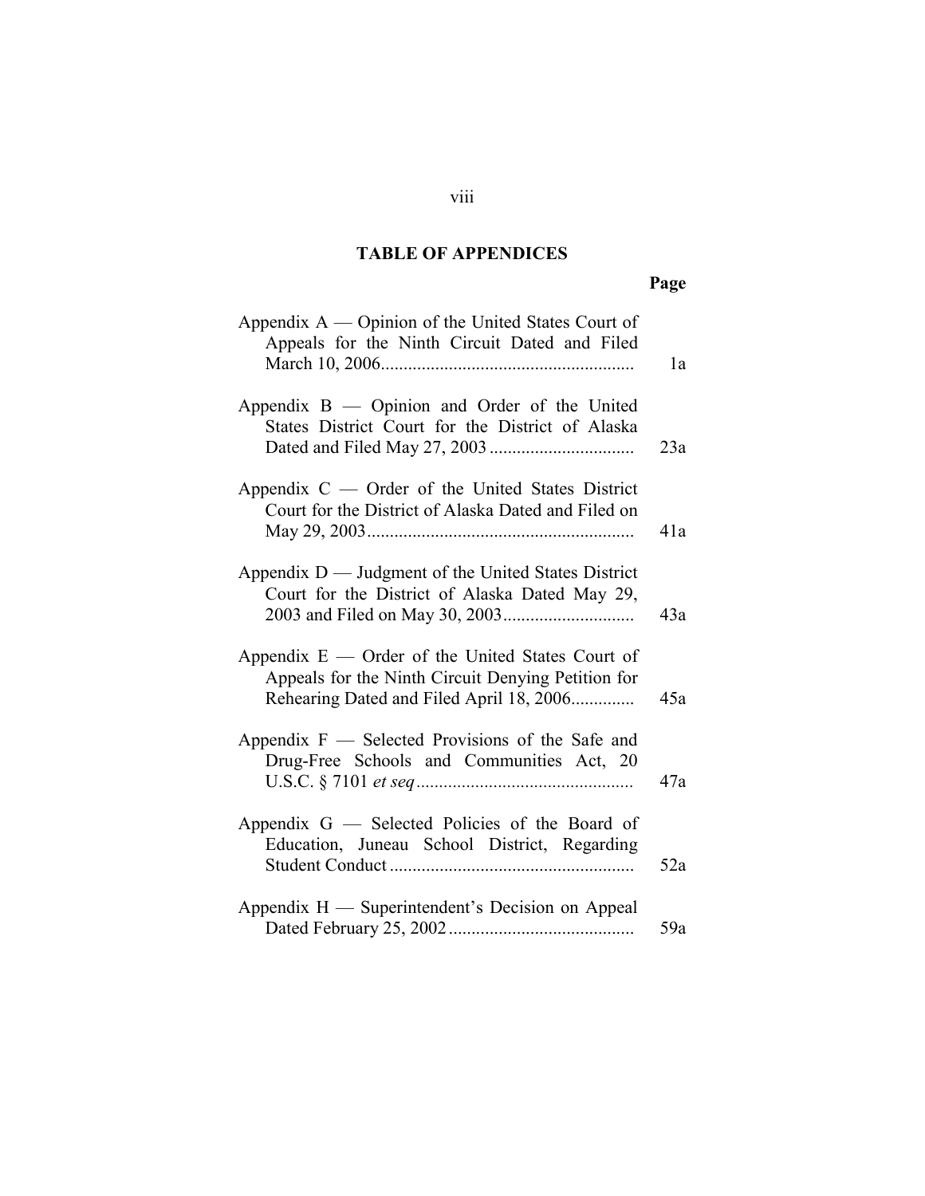## TABLE OF APPENDICES

| | Page |
|---|---|
| Appendix A — Opinion of the United States Court of Appeals for the Ninth Circuit Dated and Filed March 10, 2006 | 1a |
| Appendix B — Opinion and Order of the United States District Court for the District of Alaska Dated and Filed May 27, 2003 | 23a |
| Appendix C — Order of the United States District Court for the District of Alaska Dated and Filed on May 29, 2003 | 41a |
| Appendix D — Judgment of the United States District Court for the District of Alaska Dated May 29, 2003 and Filed on May 30, 2003 | 43a |
| Appendix E — Order of the United States Court of Appeals for the Ninth Circuit Denying Petition for Rehearing Dated and Filed April 18, 2006 | 45a |
| Appendix F — Selected Provisions of the Safe and Drug-Free Schools and Communities Act, 20 U.S.C. § 7101 *et seq* | 47a |
| Appendix G — Selected Policies of the Board of Education, Juneau School District, Regarding Student Conduct | 52a |
| Appendix H — Superintendent's Decision on Appeal Dated February 25, 2002 | 59a |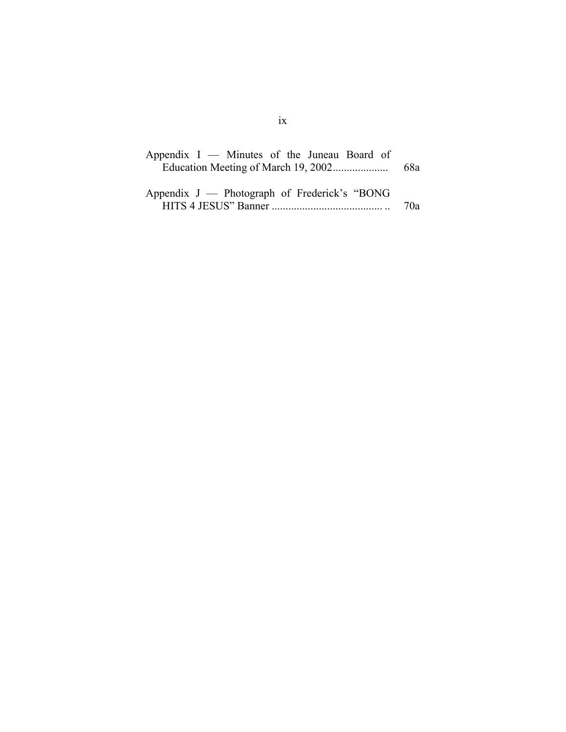Appendix I — Minutes of the Juneau Board of Education Meeting of March 19, 2002.................... 68a

Appendix J — Photograph of Frederick's "BONG HITS 4 JESUS" Banner ........................................ .. 70a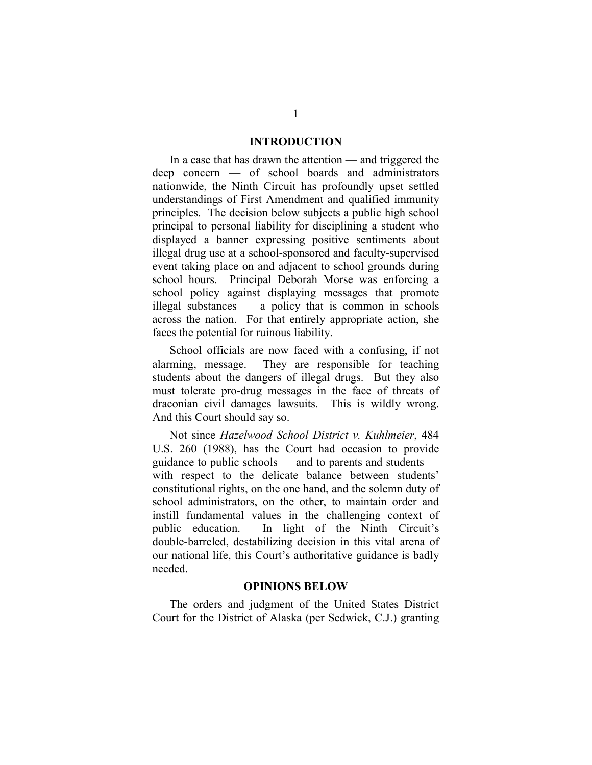## INTRODUCTION

In a case that has drawn the attention — and triggered the deep concern — of school boards and administrators nationwide, the Ninth Circuit has profoundly upset settled understandings of First Amendment and qualified immunity principles. The decision below subjects a public high school principal to personal liability for disciplining a student who displayed a banner expressing positive sentiments about illegal drug use at a school-sponsored and faculty-supervised event taking place on and adjacent to school grounds during school hours. Principal Deborah Morse was enforcing a school policy against displaying messages that promote illegal substances — a policy that is common in schools across the nation. For that entirely appropriate action, she faces the potential for ruinous liability.

School officials are now faced with a confusing, if not alarming, message. They are responsible for teaching students about the dangers of illegal drugs. But they also must tolerate pro-drug messages in the face of threats of draconian civil damages lawsuits. This is wildly wrong. And this Court should say so.

Not since *Hazelwood School District v. Kuhlmeier*, 484 U.S. 260 (1988), has the Court had occasion to provide guidance to public schools — and to parents and students — with respect to the delicate balance between students' constitutional rights, on the one hand, and the solemn duty of school administrators, on the other, to maintain order and instill fundamental values in the challenging context of public education. In light of the Ninth Circuit's double-barreled, destabilizing decision in this vital arena of our national life, this Court's authoritative guidance is badly needed.

## OPINIONS BELOW

The orders and judgment of the United States District Court for the District of Alaska (per Sedwick, C.J.) granting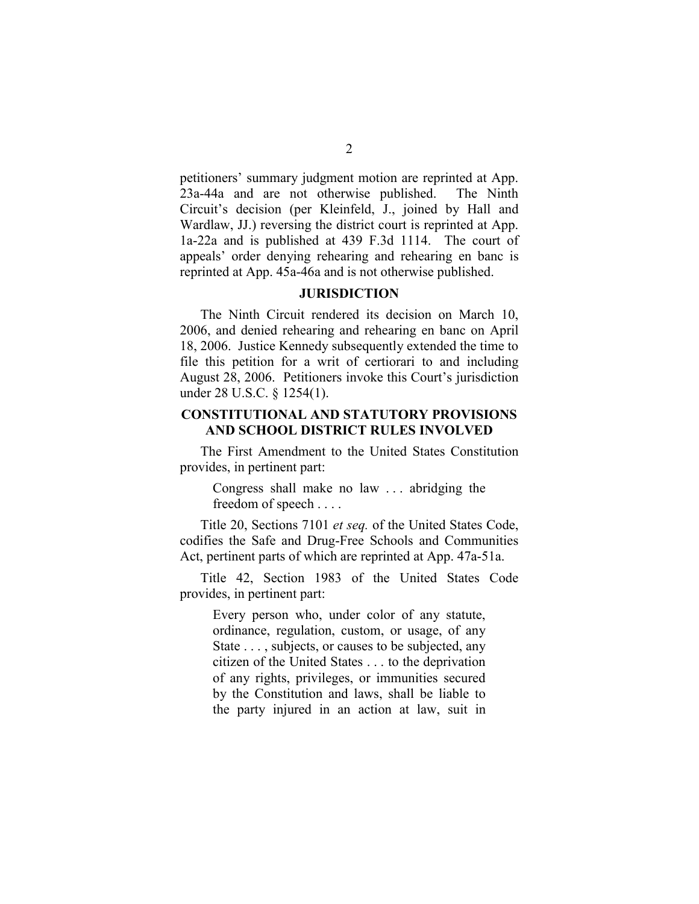petitioners' summary judgment motion are reprinted at App. 23a-44a and are not otherwise published. The Ninth Circuit's decision (per Kleinfeld, J., joined by Hall and Wardlaw, JJ.) reversing the district court is reprinted at App. 1a-22a and is published at 439 F.3d 1114. The court of appeals' order denying rehearing and rehearing en banc is reprinted at App. 45a-46a and is not otherwise published.

## JURISDICTION

The Ninth Circuit rendered its decision on March 10, 2006, and denied rehearing and rehearing en banc on April 18, 2006. Justice Kennedy subsequently extended the time to file this petition for a writ of certiorari to and including August 28, 2006. Petitioners invoke this Court's jurisdiction under 28 U.S.C. § 1254(1).

## CONSTITUTIONAL AND STATUTORY PROVISIONS AND SCHOOL DISTRICT RULES INVOLVED

The First Amendment to the United States Constitution provides, in pertinent part:

> Congress shall make no law . . . abridging the freedom of speech . . . .

Title 20, Sections 7101 *et seq.* of the United States Code, codifies the Safe and Drug-Free Schools and Communities Act, pertinent parts of which are reprinted at App. 47a-51a.

Title 42, Section 1983 of the United States Code provides, in pertinent part:

> Every person who, under color of any statute, ordinance, regulation, custom, or usage, of any State . . . , subjects, or causes to be subjected, any citizen of the United States . . . to the deprivation of any rights, privileges, or immunities secured by the Constitution and laws, shall be liable to the party injured in an action at law, suit in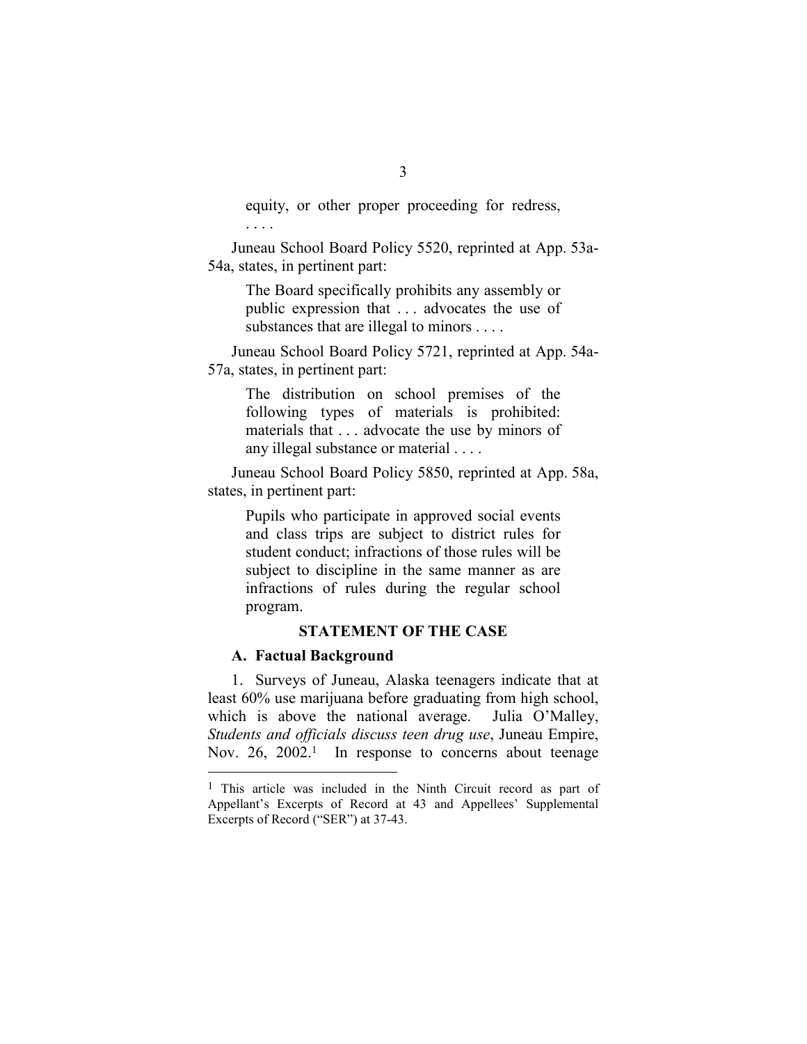> equity, or other proper proceeding for redress,
> . . . .

Juneau School Board Policy 5520, reprinted at App. 53a-54a, states, in pertinent part:

> The Board specifically prohibits any assembly or public expression that . . . advocates the use of substances that are illegal to minors . . . .

Juneau School Board Policy 5721, reprinted at App. 54a-57a, states, in pertinent part:

> The distribution on school premises of the following types of materials is prohibited: materials that . . . advocate the use by minors of any illegal substance or material . . . .

Juneau School Board Policy 5850, reprinted at App. 58a, states, in pertinent part:

> Pupils who participate in approved social events and class trips are subject to district rules for student conduct; infractions of those rules will be subject to discipline in the same manner as are infractions of rules during the regular school program.

## STATEMENT OF THE CASE

### A. Factual Background

1. Surveys of Juneau, Alaska teenagers indicate that at least 60% use marijuana before graduating from high school, which is above the national average. Julia O'Malley, *Students and officials discuss teen drug use*, Juneau Empire, Nov. 26, 2002.[1] In response to concerns about teenage

---

[1] This article was included in the Ninth Circuit record as part of Appellant's Excerpts of Record at 43 and Appellees' Supplemental Excerpts of Record ("SER") at 37-43.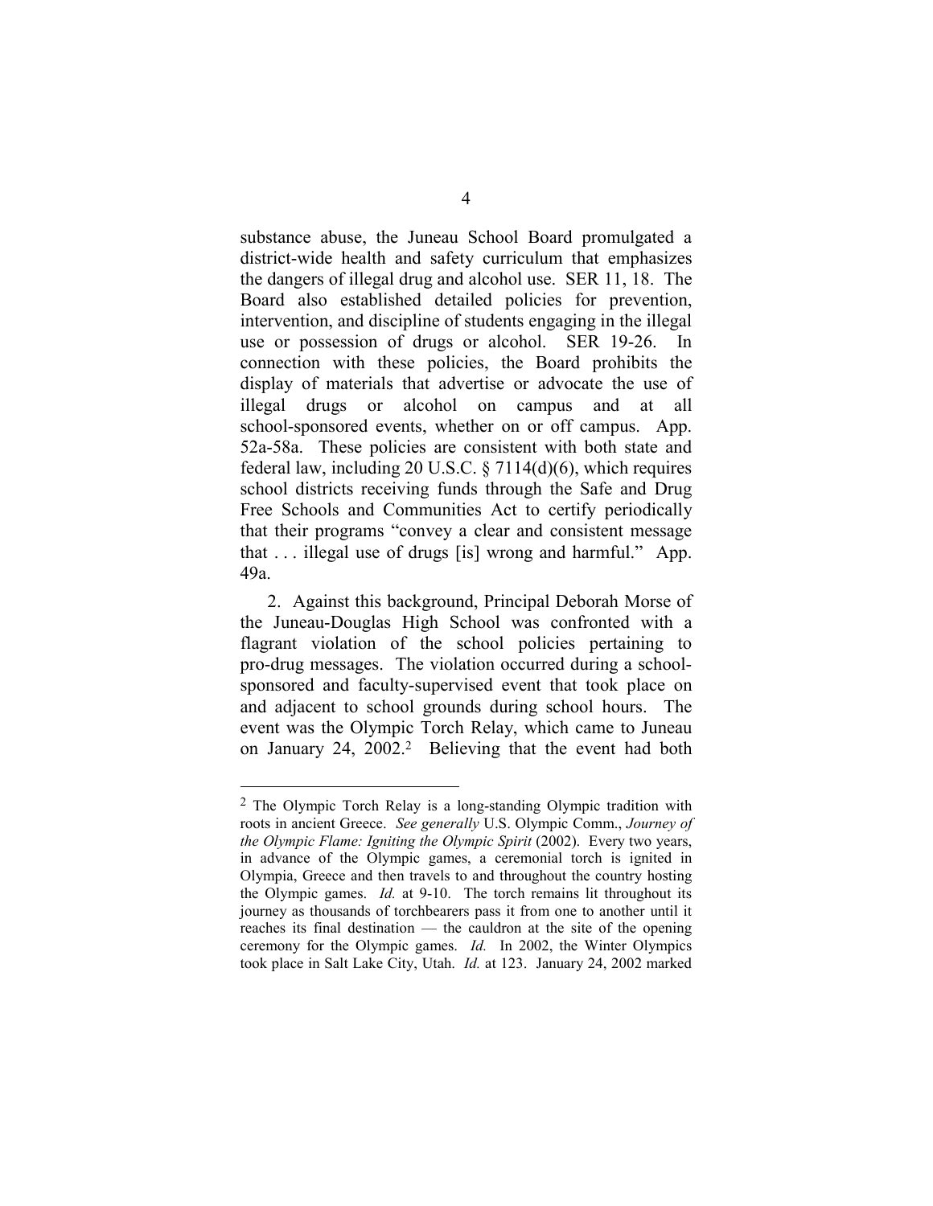substance abuse, the Juneau School Board promulgated a district-wide health and safety curriculum that emphasizes the dangers of illegal drug and alcohol use. SER 11, 18. The Board also established detailed policies for prevention, intervention, and discipline of students engaging in the illegal use or possession of drugs or alcohol. SER 19-26. In connection with these policies, the Board prohibits the display of materials that advertise or advocate the use of illegal drugs or alcohol on campus and at all school-sponsored events, whether on or off campus. App. 52a-58a. These policies are consistent with both state and federal law, including 20 U.S.C. § 7114(d)(6), which requires school districts receiving funds through the Safe and Drug Free Schools and Communities Act to certify periodically that their programs "convey a clear and consistent message that . . . illegal use of drugs [is] wrong and harmful." App. 49a.

2. Against this background, Principal Deborah Morse of the Juneau-Douglas High School was confronted with a flagrant violation of the school policies pertaining to pro-drug messages. The violation occurred during a school-sponsored and faculty-supervised event that took place on and adjacent to school grounds during school hours. The event was the Olympic Torch Relay, which came to Juneau on January 24, 2002.[2] Believing that the event had both

---

[2] The Olympic Torch Relay is a long-standing Olympic tradition with roots in ancient Greece. *See generally* U.S. Olympic Comm., *Journey of the Olympic Flame: Igniting the Olympic Spirit* (2002). Every two years, in advance of the Olympic games, a ceremonial torch is ignited in Olympia, Greece and then travels to and throughout the country hosting the Olympic games. *Id.* at 9-10. The torch remains lit throughout its journey as thousands of torchbearers pass it from one to another until it reaches its final destination — the cauldron at the site of the opening ceremony for the Olympic games. *Id.* In 2002, the Winter Olympics took place in Salt Lake City, Utah. *Id.* at 123. January 24, 2002 marked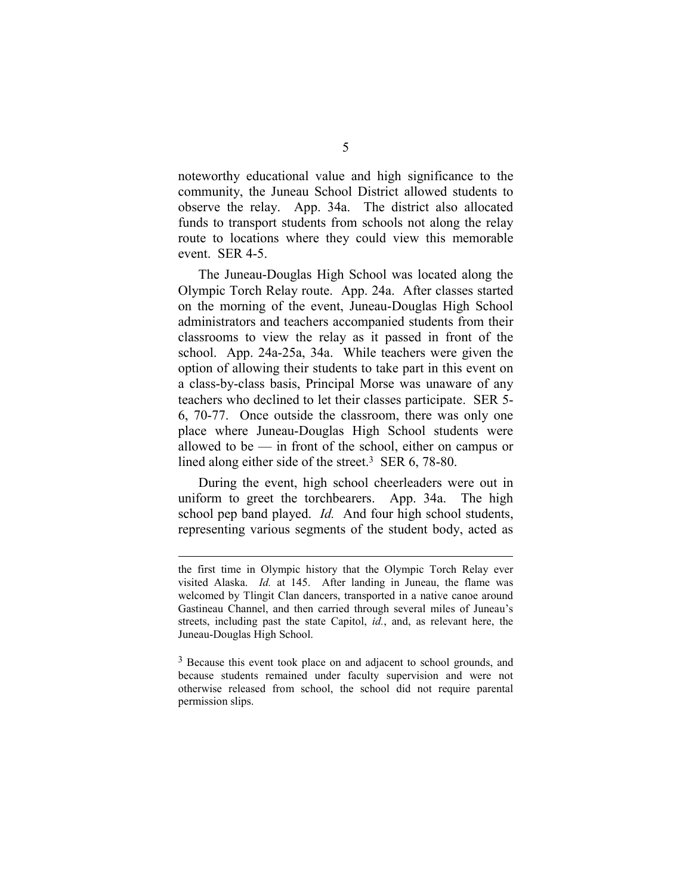noteworthy educational value and high significance to the community, the Juneau School District allowed students to observe the relay. App. 34a. The district also allocated funds to transport students from schools not along the relay route to locations where they could view this memorable event. SER 4-5.

The Juneau-Douglas High School was located along the Olympic Torch Relay route. App. 24a. After classes started on the morning of the event, Juneau-Douglas High School administrators and teachers accompanied students from their classrooms to view the relay as it passed in front of the school. App. 24a-25a, 34a. While teachers were given the option of allowing their students to take part in this event on a class-by-class basis, Principal Morse was unaware of any teachers who declined to let their classes participate. SER 5-6, 70-77. Once outside the classroom, there was only one place where Juneau-Douglas High School students were allowed to be — in front of the school, either on campus or lined along either side of the street.[3] SER 6, 78-80.

During the event, high school cheerleaders were out in uniform to greet the torchbearers. App. 34a. The high school pep band played. *Id.* And four high school students, representing various segments of the student body, acted as

---

the first time in Olympic history that the Olympic Torch Relay ever visited Alaska. *Id.* at 145. After landing in Juneau, the flame was welcomed by Tlingit Clan dancers, transported in a native canoe around Gastineau Channel, and then carried through several miles of Juneau's streets, including past the state Capitol, *id.*, and, as relevant here, the Juneau-Douglas High School.

[3] Because this event took place on and adjacent to school grounds, and because students remained under faculty supervision and were not otherwise released from school, the school did not require parental permission slips.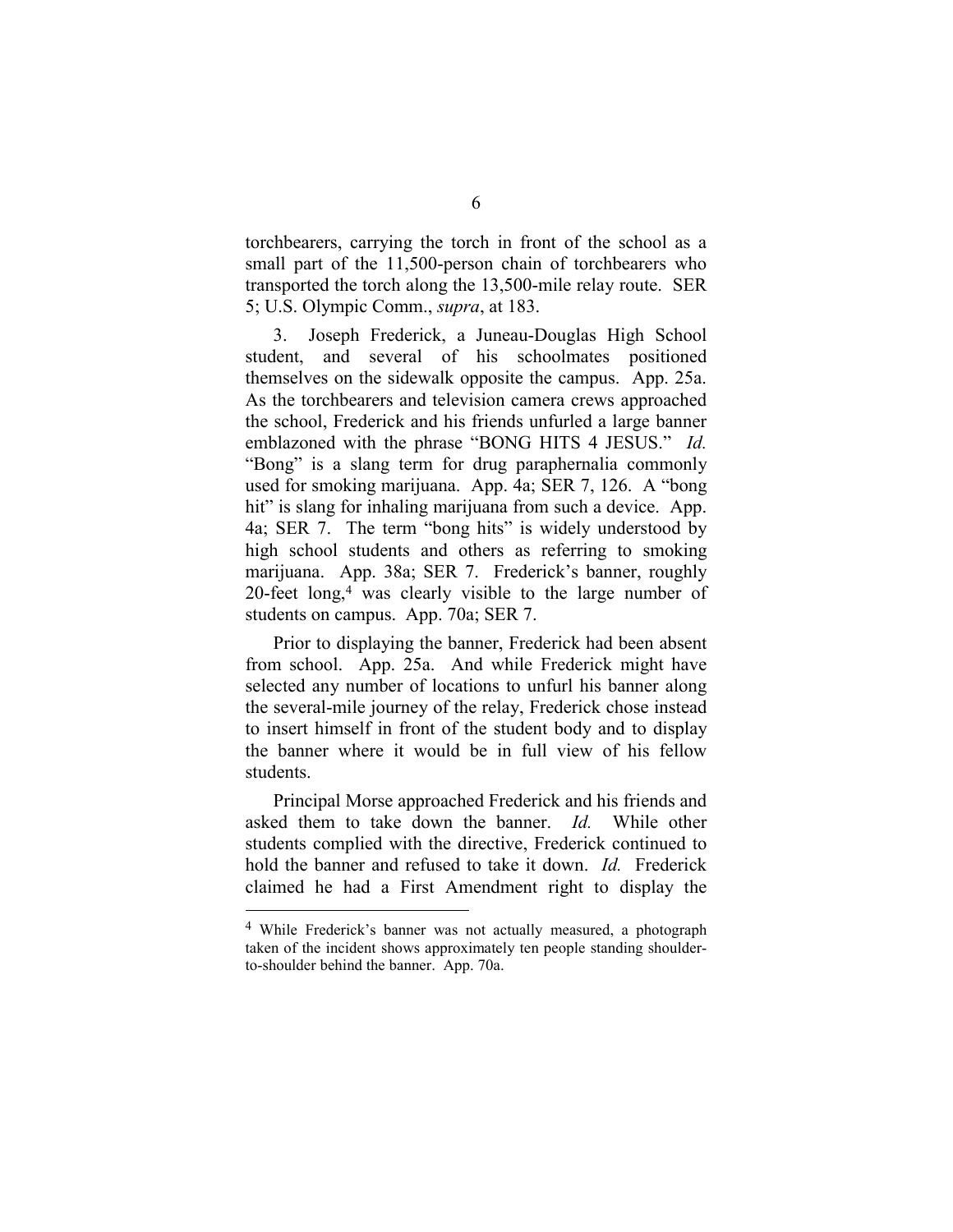torchbearers, carrying the torch in front of the school as a small part of the 11,500-person chain of torchbearers who transported the torch along the 13,500-mile relay route. SER 5; U.S. Olympic Comm., *supra*, at 183.

3. Joseph Frederick, a Juneau-Douglas High School student, and several of his schoolmates positioned themselves on the sidewalk opposite the campus. App. 25a. As the torchbearers and television camera crews approached the school, Frederick and his friends unfurled a large banner emblazoned with the phrase "BONG HITS 4 JESUS." *Id.* "Bong" is a slang term for drug paraphernalia commonly used for smoking marijuana. App. 4a; SER 7, 126. A "bong hit" is slang for inhaling marijuana from such a device. App. 4a; SER 7. The term "bong hits" is widely understood by high school students and others as referring to smoking marijuana. App. 38a; SER 7. Frederick's banner, roughly 20-feet long,[4] was clearly visible to the large number of students on campus. App. 70a; SER 7.

Prior to displaying the banner, Frederick had been absent from school. App. 25a. And while Frederick might have selected any number of locations to unfurl his banner along the several-mile journey of the relay, Frederick chose instead to insert himself in front of the student body and to display the banner where it would be in full view of his fellow students.

Principal Morse approached Frederick and his friends and asked them to take down the banner. *Id.* While other students complied with the directive, Frederick continued to hold the banner and refused to take it down. *Id.* Frederick claimed he had a First Amendment right to display the

---

[4] While Frederick's banner was not actually measured, a photograph taken of the incident shows approximately ten people standing shoulder-to-shoulder behind the banner. App. 70a.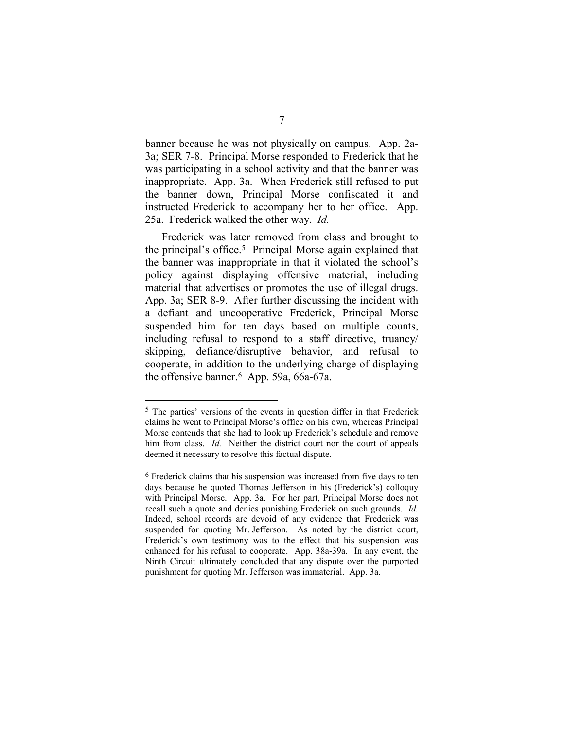banner because he was not physically on campus. App. 2a-3a; SER 7-8. Principal Morse responded to Frederick that he was participating in a school activity and that the banner was inappropriate. App. 3a. When Frederick still refused to put the banner down, Principal Morse confiscated it and instructed Frederick to accompany her to her office. App. 25a. Frederick walked the other way. *Id.*

Frederick was later removed from class and brought to the principal's office.[5] Principal Morse again explained that the banner was inappropriate in that it violated the school's policy against displaying offensive material, including material that advertises or promotes the use of illegal drugs. App. 3a; SER 8-9. After further discussing the incident with a defiant and uncooperative Frederick, Principal Morse suspended him for ten days based on multiple counts, including refusal to respond to a staff directive, truancy/ skipping, defiance/disruptive behavior, and refusal to cooperate, in addition to the underlying charge of displaying the offensive banner.[6] App. 59a, 66a-67a.

[5] The parties' versions of the events in question differ in that Frederick claims he went to Principal Morse's office on his own, whereas Principal Morse contends that she had to look up Frederick's schedule and remove him from class. *Id.* Neither the district court nor the court of appeals deemed it necessary to resolve this factual dispute.

[6] Frederick claims that his suspension was increased from five days to ten days because he quoted Thomas Jefferson in his (Frederick's) colloquy with Principal Morse. App. 3a. For her part, Principal Morse does not recall such a quote and denies punishing Frederick on such grounds. *Id.* Indeed, school records are devoid of any evidence that Frederick was suspended for quoting Mr. Jefferson. As noted by the district court, Frederick's own testimony was to the effect that his suspension was enhanced for his refusal to cooperate. App. 38a-39a. In any event, the Ninth Circuit ultimately concluded that any dispute over the purported punishment for quoting Mr. Jefferson was immaterial. App. 3a.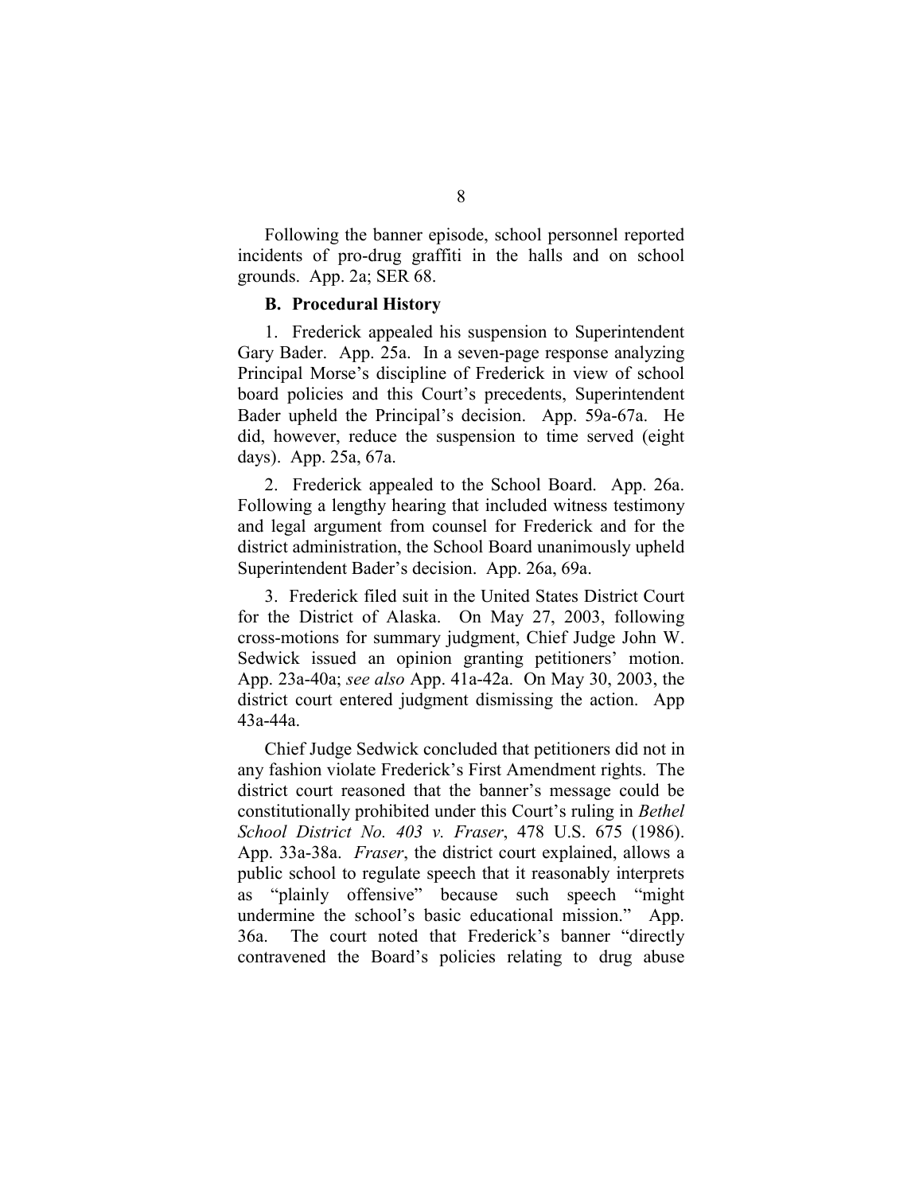Following the banner episode, school personnel reported incidents of pro-drug graffiti in the halls and on school grounds. App. 2a; SER 68.

### B. Procedural History

1. Frederick appealed his suspension to Superintendent Gary Bader. App. 25a. In a seven-page response analyzing Principal Morse's discipline of Frederick in view of school board policies and this Court's precedents, Superintendent Bader upheld the Principal's decision. App. 59a-67a. He did, however, reduce the suspension to time served (eight days). App. 25a, 67a.

2. Frederick appealed to the School Board. App. 26a. Following a lengthy hearing that included witness testimony and legal argument from counsel for Frederick and for the district administration, the School Board unanimously upheld Superintendent Bader's decision. App. 26a, 69a.

3. Frederick filed suit in the United States District Court for the District of Alaska. On May 27, 2003, following cross-motions for summary judgment, Chief Judge John W. Sedwick issued an opinion granting petitioners' motion. App. 23a-40a; *see also* App. 41a-42a. On May 30, 2003, the district court entered judgment dismissing the action. App 43a-44a.

Chief Judge Sedwick concluded that petitioners did not in any fashion violate Frederick's First Amendment rights. The district court reasoned that the banner's message could be constitutionally prohibited under this Court's ruling in *Bethel School District No. 403 v. Fraser*, 478 U.S. 675 (1986). App. 33a-38a. *Fraser*, the district court explained, allows a public school to regulate speech that it reasonably interprets as "plainly offensive" because such speech "might undermine the school's basic educational mission." App. 36a. The court noted that Frederick's banner "directly contravened the Board's policies relating to drug abuse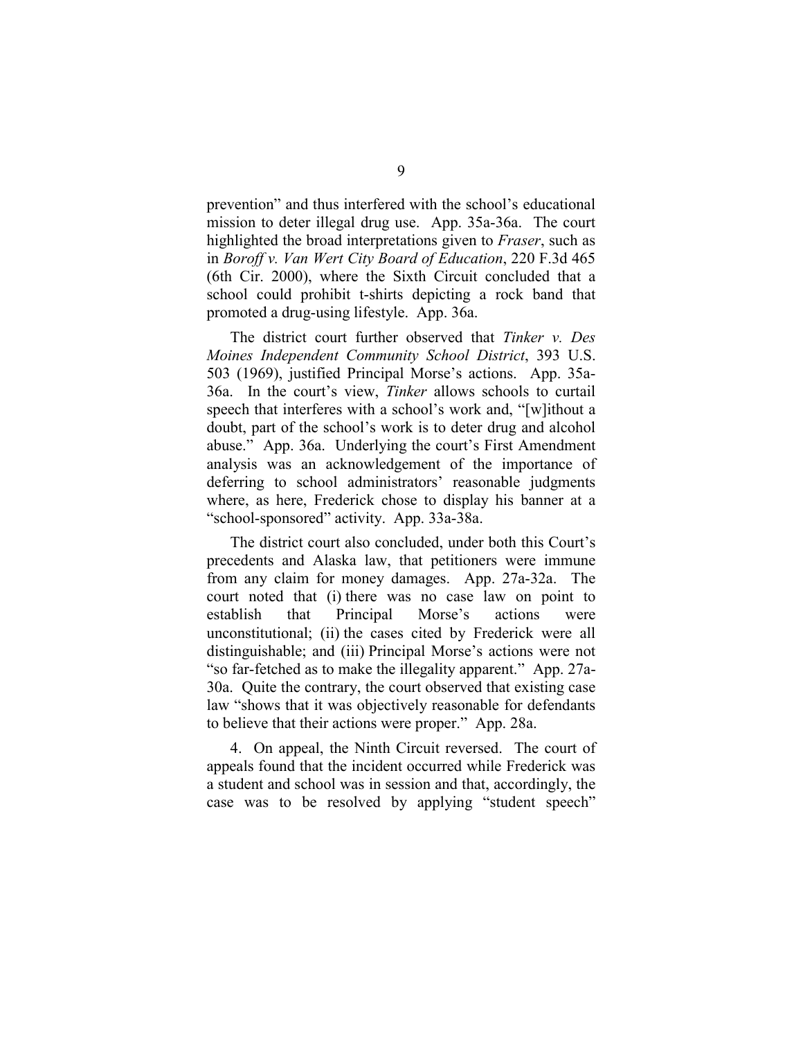prevention" and thus interfered with the school's educational mission to deter illegal drug use. App. 35a-36a. The court highlighted the broad interpretations given to *Fraser*, such as in *Boroff v. Van Wert City Board of Education*, 220 F.3d 465 (6th Cir. 2000), where the Sixth Circuit concluded that a school could prohibit t-shirts depicting a rock band that promoted a drug-using lifestyle. App. 36a.

The district court further observed that *Tinker v. Des Moines Independent Community School District*, 393 U.S. 503 (1969), justified Principal Morse's actions. App. 35a-36a. In the court's view, *Tinker* allows schools to curtail speech that interferes with a school's work and, "[w]ithout a doubt, part of the school's work is to deter drug and alcohol abuse." App. 36a. Underlying the court's First Amendment analysis was an acknowledgement of the importance of deferring to school administrators' reasonable judgments where, as here, Frederick chose to display his banner at a "school-sponsored" activity. App. 33a-38a.

The district court also concluded, under both this Court's precedents and Alaska law, that petitioners were immune from any claim for money damages. App. 27a-32a. The court noted that (i) there was no case law on point to establish that Principal Morse's actions were unconstitutional; (ii) the cases cited by Frederick were all distinguishable; and (iii) Principal Morse's actions were not "so far-fetched as to make the illegality apparent." App. 27a-30a. Quite the contrary, the court observed that existing case law "shows that it was objectively reasonable for defendants to believe that their actions were proper." App. 28a.

4. On appeal, the Ninth Circuit reversed. The court of appeals found that the incident occurred while Frederick was a student and school was in session and that, accordingly, the case was to be resolved by applying "student speech"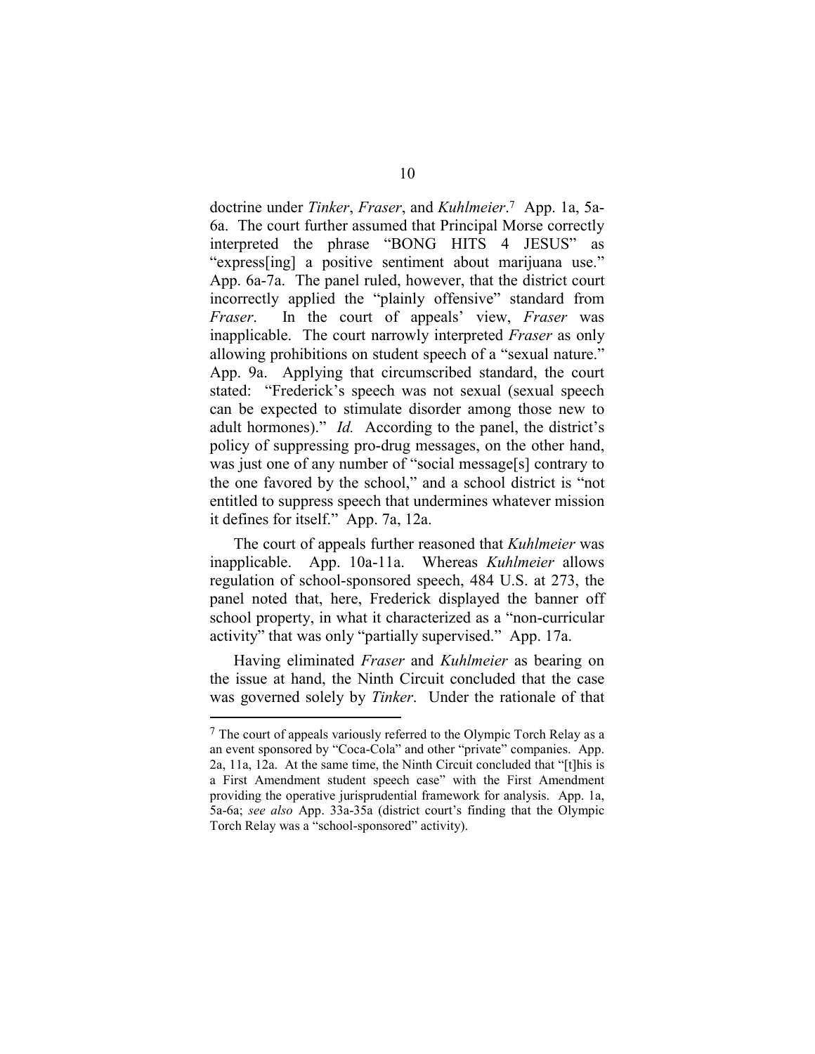doctrine under *Tinker*, *Fraser*, and *Kuhlmeier*.[7] App. 1a, 5a-6a. The court further assumed that Principal Morse correctly interpreted the phrase "BONG HITS 4 JESUS" as "express[ing] a positive sentiment about marijuana use." App. 6a-7a. The panel ruled, however, that the district court incorrectly applied the "plainly offensive" standard from *Fraser*. In the court of appeals' view, *Fraser* was inapplicable. The court narrowly interpreted *Fraser* as only allowing prohibitions on student speech of a "sexual nature." App. 9a. Applying that circumscribed standard, the court stated: "Frederick's speech was not sexual (sexual speech can be expected to stimulate disorder among those new to adult hormones)." *Id.* According to the panel, the district's policy of suppressing pro-drug messages, on the other hand, was just one of any number of "social message[s] contrary to the one favored by the school," and a school district is "not entitled to suppress speech that undermines whatever mission it defines for itself." App. 7a, 12a.

The court of appeals further reasoned that *Kuhlmeier* was inapplicable. App. 10a-11a. Whereas *Kuhlmeier* allows regulation of school-sponsored speech, 484 U.S. at 273, the panel noted that, here, Frederick displayed the banner off school property, in what it characterized as a "non-curricular activity" that was only "partially supervised." App. 17a.

Having eliminated *Fraser* and *Kuhlmeier* as bearing on the issue at hand, the Ninth Circuit concluded that the case was governed solely by *Tinker*. Under the rationale of that

[7] The court of appeals variously referred to the Olympic Torch Relay as a an event sponsored by "Coca-Cola" and other "private" companies. App. 2a, 11a, 12a. At the same time, the Ninth Circuit concluded that "[t]his is a First Amendment student speech case" with the First Amendment providing the operative jurisprudential framework for analysis. App. 1a, 5a-6a; *see also* App. 33a-35a (district court's finding that the Olympic Torch Relay was a "school-sponsored" activity).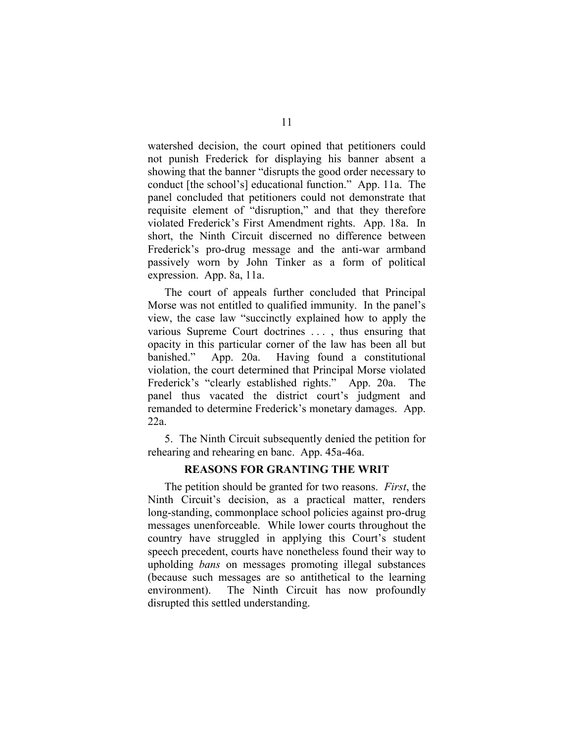watershed decision, the court opined that petitioners could not punish Frederick for displaying his banner absent a showing that the banner "disrupts the good order necessary to conduct [the school's] educational function." App. 11a. The panel concluded that petitioners could not demonstrate that requisite element of "disruption," and that they therefore violated Frederick's First Amendment rights. App. 18a. In short, the Ninth Circuit discerned no difference between Frederick's pro-drug message and the anti-war armband passively worn by John Tinker as a form of political expression. App. 8a, 11a.

The court of appeals further concluded that Principal Morse was not entitled to qualified immunity. In the panel's view, the case law "succinctly explained how to apply the various Supreme Court doctrines . . . , thus ensuring that opacity in this particular corner of the law has been all but banished." App. 20a. Having found a constitutional violation, the court determined that Principal Morse violated Frederick's "clearly established rights." App. 20a. The panel thus vacated the district court's judgment and remanded to determine Frederick's monetary damages. App. 22a.

5. The Ninth Circuit subsequently denied the petition for rehearing and rehearing en banc. App. 45a-46a.

## REASONS FOR GRANTING THE WRIT

The petition should be granted for two reasons. *First*, the Ninth Circuit's decision, as a practical matter, renders long-standing, commonplace school policies against pro-drug messages unenforceable. While lower courts throughout the country have struggled in applying this Court's student speech precedent, courts have nonetheless found their way to upholding *bans* on messages promoting illegal substances (because such messages are so antithetical to the learning environment). The Ninth Circuit has now profoundly disrupted this settled understanding.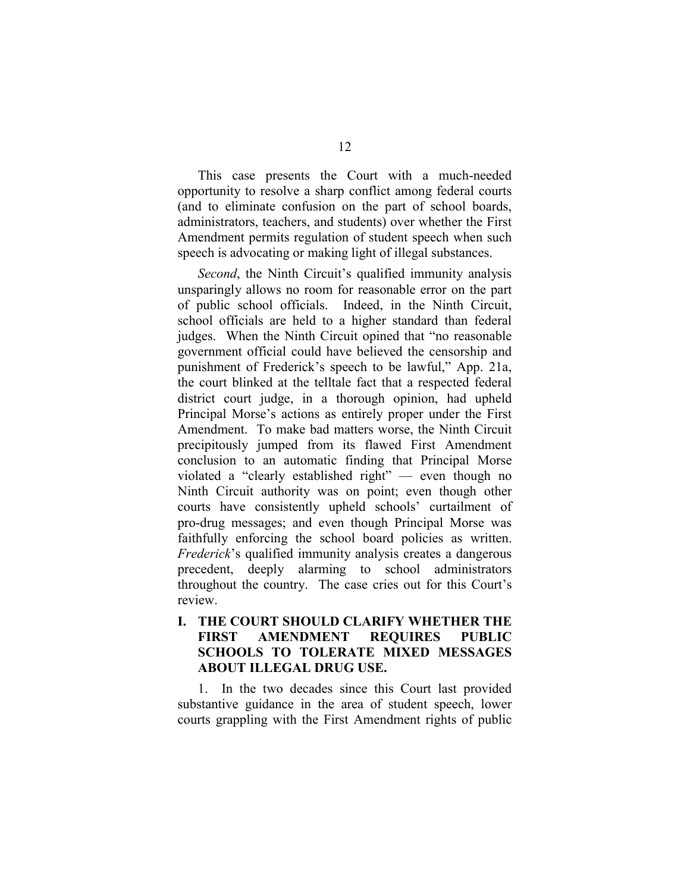This case presents the Court with a much-needed opportunity to resolve a sharp conflict among federal courts (and to eliminate confusion on the part of school boards, administrators, teachers, and students) over whether the First Amendment permits regulation of student speech when such speech is advocating or making light of illegal substances.

*Second*, the Ninth Circuit's qualified immunity analysis unsparingly allows no room for reasonable error on the part of public school officials. Indeed, in the Ninth Circuit, school officials are held to a higher standard than federal judges. When the Ninth Circuit opined that "no reasonable government official could have believed the censorship and punishment of Frederick's speech to be lawful," App. 21a, the court blinked at the telltale fact that a respected federal district court judge, in a thorough opinion, had upheld Principal Morse's actions as entirely proper under the First Amendment. To make bad matters worse, the Ninth Circuit precipitously jumped from its flawed First Amendment conclusion to an automatic finding that Principal Morse violated a "clearly established right" — even though no Ninth Circuit authority was on point; even though other courts have consistently upheld schools' curtailment of pro-drug messages; and even though Principal Morse was faithfully enforcing the school board policies as written. *Frederick*'s qualified immunity analysis creates a dangerous precedent, deeply alarming to school administrators throughout the country. The case cries out for this Court's review.

## I. THE COURT SHOULD CLARIFY WHETHER THE FIRST AMENDMENT REQUIRES PUBLIC SCHOOLS TO TOLERATE MIXED MESSAGES ABOUT ILLEGAL DRUG USE.

1. In the two decades since this Court last provided substantive guidance in the area of student speech, lower courts grappling with the First Amendment rights of public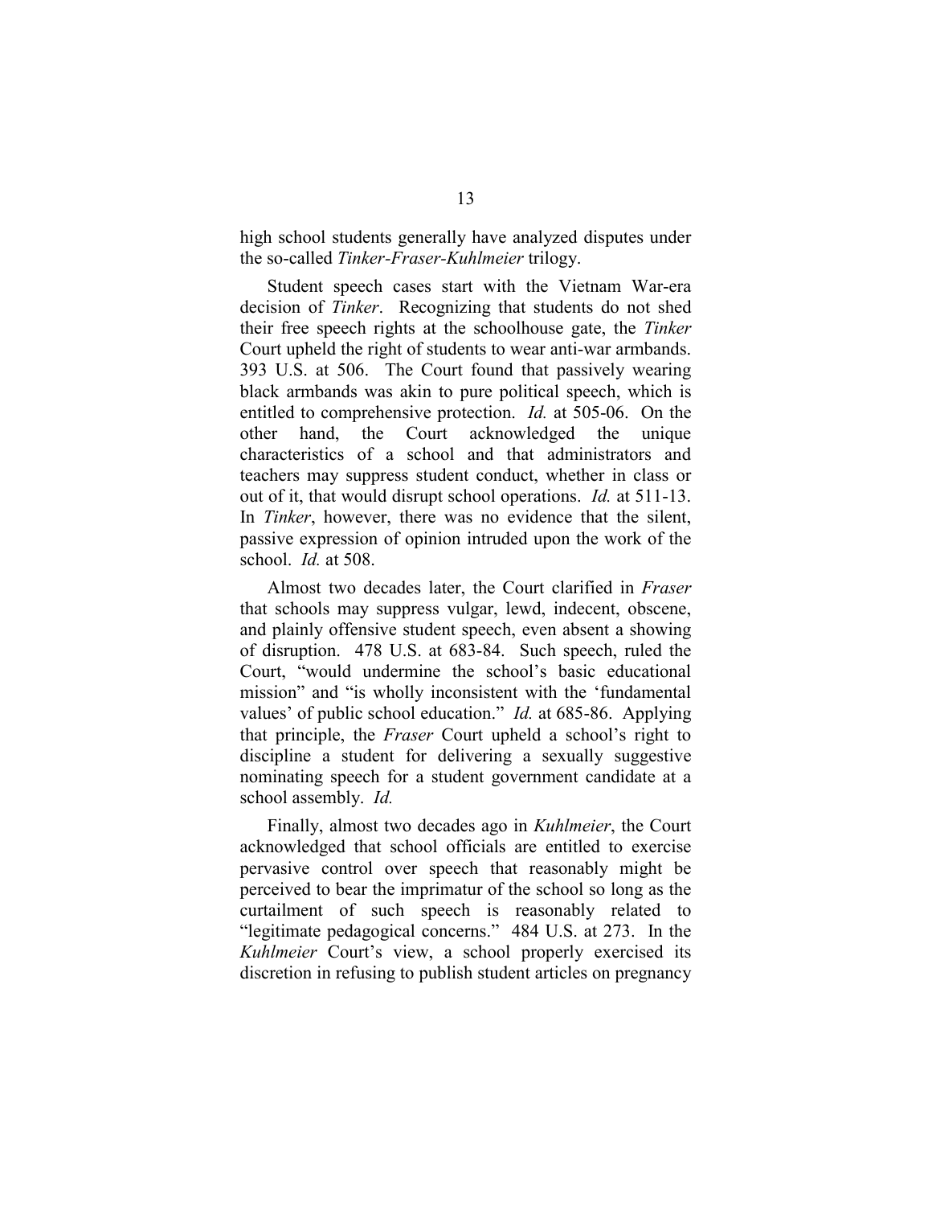high school students generally have analyzed disputes under the so-called *Tinker-Fraser-Kuhlmeier* trilogy.

Student speech cases start with the Vietnam War-era decision of *Tinker*. Recognizing that students do not shed their free speech rights at the schoolhouse gate, the *Tinker* Court upheld the right of students to wear anti-war armbands. 393 U.S. at 506. The Court found that passively wearing black armbands was akin to pure political speech, which is entitled to comprehensive protection. *Id.* at 505-06. On the other hand, the Court acknowledged the unique characteristics of a school and that administrators and teachers may suppress student conduct, whether in class or out of it, that would disrupt school operations. *Id.* at 511-13. In *Tinker*, however, there was no evidence that the silent, passive expression of opinion intruded upon the work of the school. *Id.* at 508.

Almost two decades later, the Court clarified in *Fraser* that schools may suppress vulgar, lewd, indecent, obscene, and plainly offensive student speech, even absent a showing of disruption. 478 U.S. at 683-84. Such speech, ruled the Court, "would undermine the school's basic educational mission" and "is wholly inconsistent with the 'fundamental values' of public school education." *Id.* at 685-86. Applying that principle, the *Fraser* Court upheld a school's right to discipline a student for delivering a sexually suggestive nominating speech for a student government candidate at a school assembly. *Id.*

Finally, almost two decades ago in *Kuhlmeier*, the Court acknowledged that school officials are entitled to exercise pervasive control over speech that reasonably might be perceived to bear the imprimatur of the school so long as the curtailment of such speech is reasonably related to "legitimate pedagogical concerns." 484 U.S. at 273. In the *Kuhlmeier* Court's view, a school properly exercised its discretion in refusing to publish student articles on pregnancy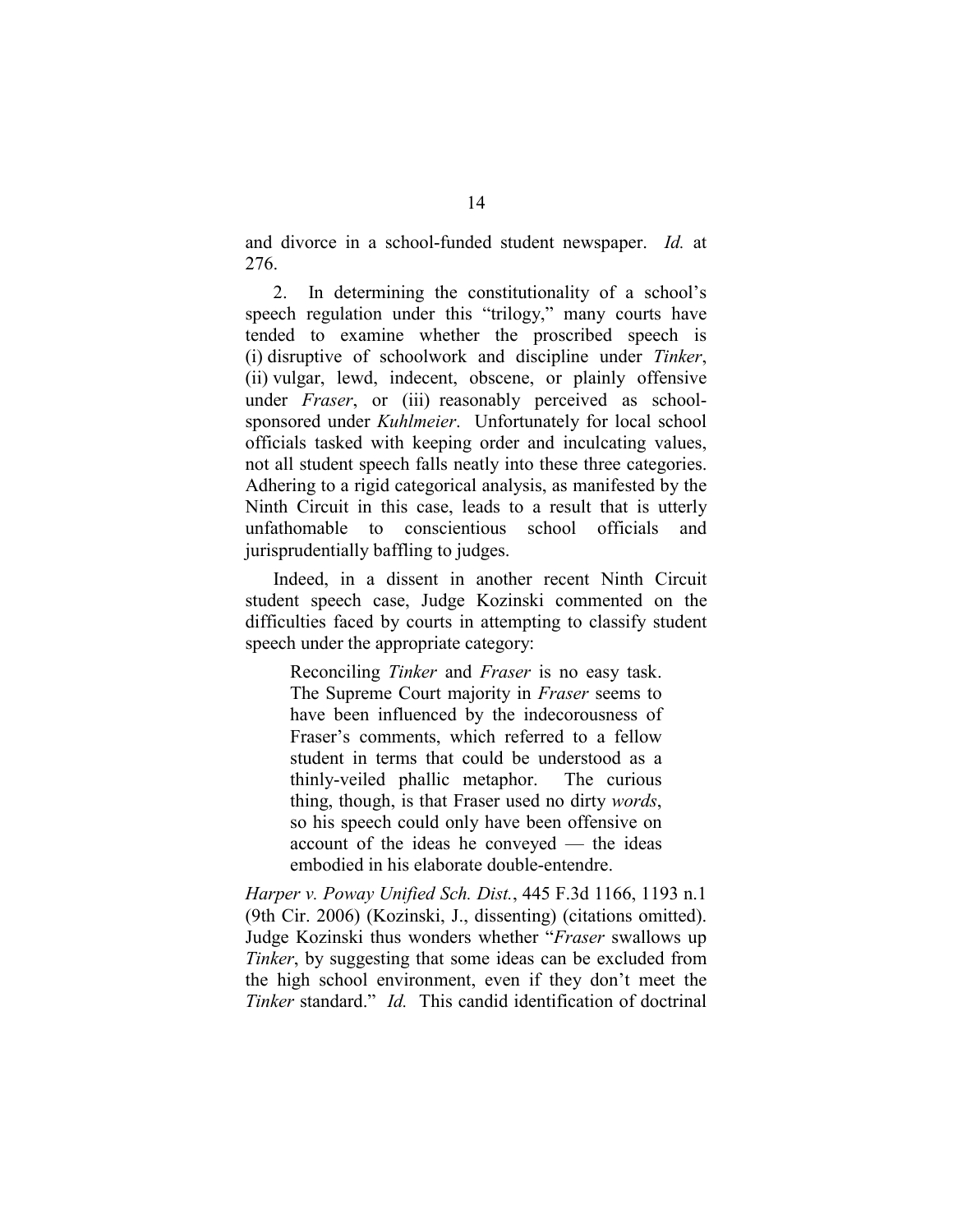and divorce in a school-funded student newspaper. *Id.* at 276.

2. In determining the constitutionality of a school's speech regulation under this "trilogy," many courts have tended to examine whether the proscribed speech is (i) disruptive of schoolwork and discipline under *Tinker*, (ii) vulgar, lewd, indecent, obscene, or plainly offensive under *Fraser*, or (iii) reasonably perceived as school-sponsored under *Kuhlmeier*. Unfortunately for local school officials tasked with keeping order and inculcating values, not all student speech falls neatly into these three categories. Adhering to a rigid categorical analysis, as manifested by the Ninth Circuit in this case, leads to a result that is utterly unfathomable to conscientious school officials and jurisprudentially baffling to judges.

Indeed, in a dissent in another recent Ninth Circuit student speech case, Judge Kozinski commented on the difficulties faced by courts in attempting to classify student speech under the appropriate category:

> Reconciling *Tinker* and *Fraser* is no easy task. The Supreme Court majority in *Fraser* seems to have been influenced by the indecorousness of Fraser's comments, which referred to a fellow student in terms that could be understood as a thinly-veiled phallic metaphor. The curious thing, though, is that Fraser used no dirty *words*, so his speech could only have been offensive on account of the ideas he conveyed — the ideas embodied in his elaborate double-entendre.

*Harper v. Poway Unified Sch. Dist.*, 445 F.3d 1166, 1193 n.1 (9th Cir. 2006) (Kozinski, J., dissenting) (citations omitted). Judge Kozinski thus wonders whether "*Fraser* swallows up *Tinker*, by suggesting that some ideas can be excluded from the high school environment, even if they don't meet the *Tinker* standard." *Id.* This candid identification of doctrinal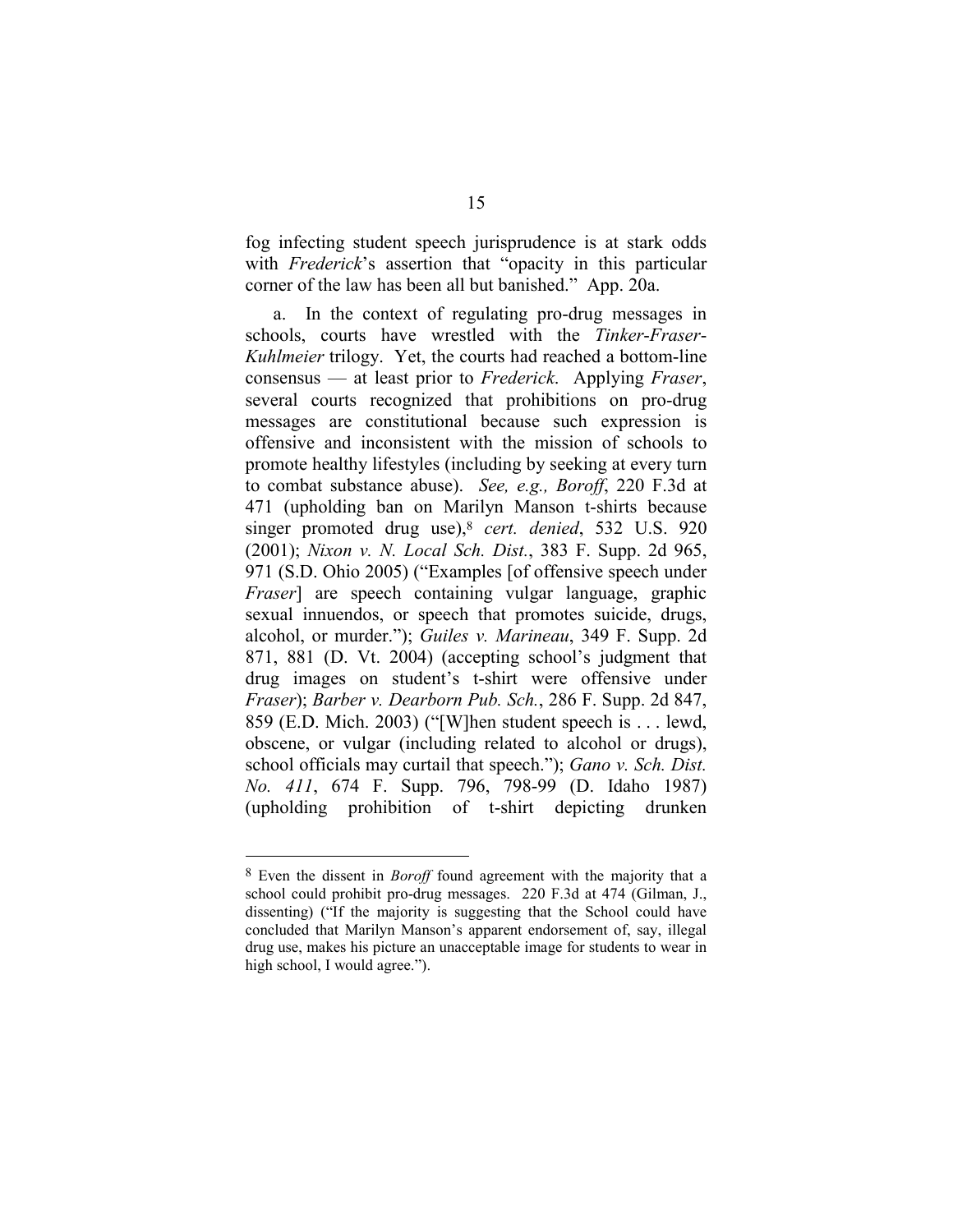fog infecting student speech jurisprudence is at stark odds with *Frederick*'s assertion that "opacity in this particular corner of the law has been all but banished." App. 20a.

a. In the context of regulating pro-drug messages in schools, courts have wrestled with the *Tinker-Fraser-Kuhlmeier* trilogy. Yet, the courts had reached a bottom-line consensus — at least prior to *Frederick*. Applying *Fraser*, several courts recognized that prohibitions on pro-drug messages are constitutional because such expression is offensive and inconsistent with the mission of schools to promote healthy lifestyles (including by seeking at every turn to combat substance abuse). *See, e.g., Boroff*, 220 F.3d at 471 (upholding ban on Marilyn Manson t-shirts because singer promoted drug use),[8] *cert. denied*, 532 U.S. 920 (2001); *Nixon v. N. Local Sch. Dist.*, 383 F. Supp. 2d 965, 971 (S.D. Ohio 2005) ("Examples [of offensive speech under *Fraser*] are speech containing vulgar language, graphic sexual innuendos, or speech that promotes suicide, drugs, alcohol, or murder."); *Guiles v. Marineau*, 349 F. Supp. 2d 871, 881 (D. Vt. 2004) (accepting school's judgment that drug images on student's t-shirt were offensive under *Fraser*); *Barber v. Dearborn Pub. Sch.*, 286 F. Supp. 2d 847, 859 (E.D. Mich. 2003) ("[W]hen student speech is . . . lewd, obscene, or vulgar (including related to alcohol or drugs), school officials may curtail that speech."); *Gano v. Sch. Dist. No. 411*, 674 F. Supp. 796, 798-99 (D. Idaho 1987) (upholding prohibition of t-shirt depicting drunken

---

[8] Even the dissent in *Boroff* found agreement with the majority that a school could prohibit pro-drug messages. 220 F.3d at 474 (Gilman, J., dissenting) ("If the majority is suggesting that the School could have concluded that Marilyn Manson's apparent endorsement of, say, illegal drug use, makes his picture an unacceptable image for students to wear in high school, I would agree.").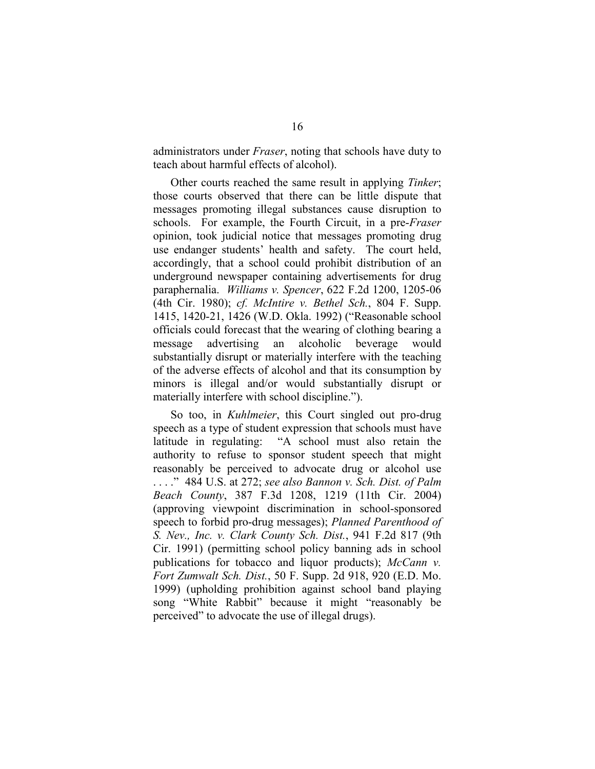administrators under *Fraser*, noting that schools have duty to teach about harmful effects of alcohol).

Other courts reached the same result in applying *Tinker*; those courts observed that there can be little dispute that messages promoting illegal substances cause disruption to schools. For example, the Fourth Circuit, in a pre-*Fraser* opinion, took judicial notice that messages promoting drug use endanger students' health and safety. The court held, accordingly, that a school could prohibit distribution of an underground newspaper containing advertisements for drug paraphernalia. *Williams v. Spencer*, 622 F.2d 1200, 1205-06 (4th Cir. 1980); *cf. McIntire v. Bethel Sch.*, 804 F. Supp. 1415, 1420-21, 1426 (W.D. Okla. 1992) ("Reasonable school officials could forecast that the wearing of clothing bearing a message advertising an alcoholic beverage would substantially disrupt or materially interfere with the teaching of the adverse effects of alcohol and that its consumption by minors is illegal and/or would substantially disrupt or materially interfere with school discipline.").

So too, in *Kuhlmeier*, this Court singled out pro-drug speech as a type of student expression that schools must have latitude in regulating: "A school must also retain the authority to refuse to sponsor student speech that might reasonably be perceived to advocate drug or alcohol use . . . ." 484 U.S. at 272; *see also Bannon v. Sch. Dist. of Palm Beach County*, 387 F.3d 1208, 1219 (11th Cir. 2004) (approving viewpoint discrimination in school-sponsored speech to forbid pro-drug messages); *Planned Parenthood of S. Nev., Inc. v. Clark County Sch. Dist.*, 941 F.2d 817 (9th Cir. 1991) (permitting school policy banning ads in school publications for tobacco and liquor products); *McCann v. Fort Zumwalt Sch. Dist.*, 50 F. Supp. 2d 918, 920 (E.D. Mo. 1999) (upholding prohibition against school band playing song "White Rabbit" because it might "reasonably be perceived" to advocate the use of illegal drugs).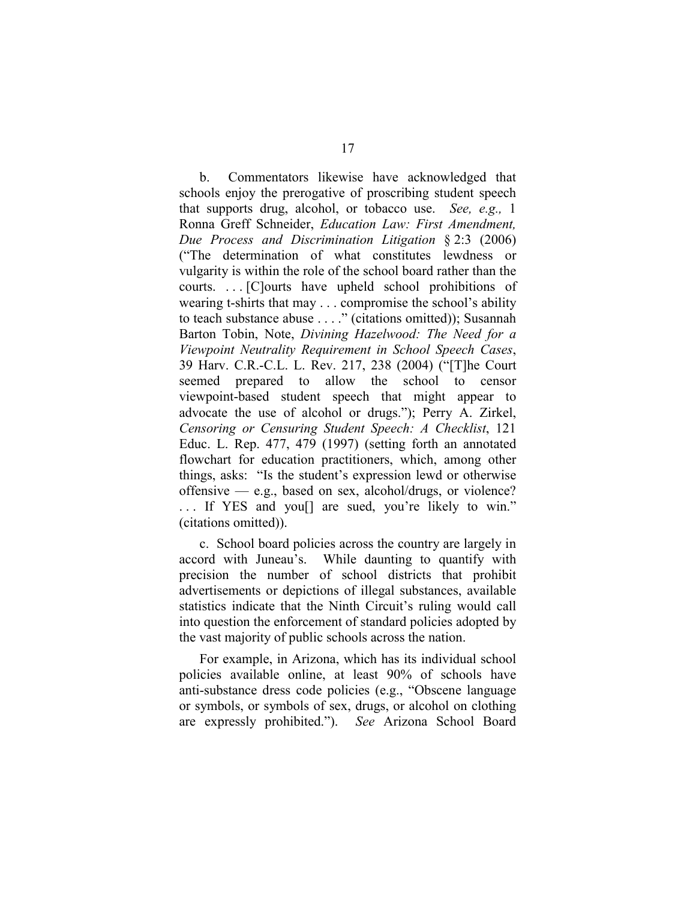b. Commentators likewise have acknowledged that schools enjoy the prerogative of proscribing student speech that supports drug, alcohol, or tobacco use. *See, e.g.,* 1 Ronna Greff Schneider, *Education Law: First Amendment, Due Process and Discrimination Litigation* § 2:3 (2006) ("The determination of what constitutes lewdness or vulgarity is within the role of the school board rather than the courts. . . . [C]ourts have upheld school prohibitions of wearing t-shirts that may . . . compromise the school's ability to teach substance abuse . . . ." (citations omitted)); Susannah Barton Tobin, Note, *Divining Hazelwood: The Need for a Viewpoint Neutrality Requirement in School Speech Cases*, 39 Harv. C.R.-C.L. L. Rev. 217, 238 (2004) ("[T]he Court seemed prepared to allow the school to censor viewpoint-based student speech that might appear to advocate the use of alcohol or drugs."); Perry A. Zirkel, *Censoring or Censuring Student Speech: A Checklist*, 121 Educ. L. Rep. 477, 479 (1997) (setting forth an annotated flowchart for education practitioners, which, among other things, asks: "Is the student's expression lewd or otherwise offensive — e.g., based on sex, alcohol/drugs, or violence? . . . If YES and you[] are sued, you're likely to win." (citations omitted)).

c. School board policies across the country are largely in accord with Juneau's. While daunting to quantify with precision the number of school districts that prohibit advertisements or depictions of illegal substances, available statistics indicate that the Ninth Circuit's ruling would call into question the enforcement of standard policies adopted by the vast majority of public schools across the nation.

For example, in Arizona, which has its individual school policies available online, at least 90% of schools have anti-substance dress code policies (e.g., "Obscene language or symbols, or symbols of sex, drugs, or alcohol on clothing are expressly prohibited."). *See* Arizona School Board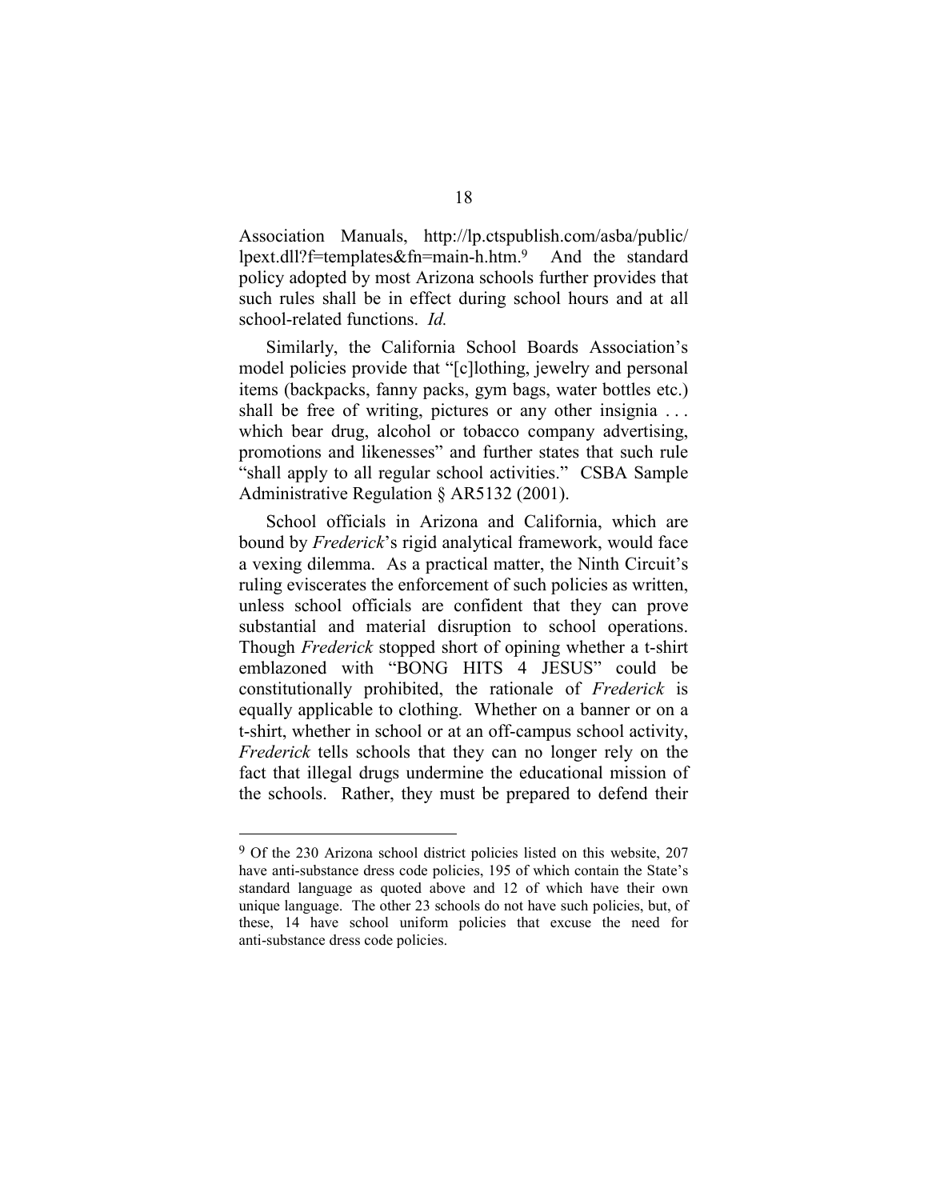Association Manuals, http://lp.ctspublish.com/asba/public/lpext.dll?f=templates&fn=main-h.htm.[9] And the standard policy adopted by most Arizona schools further provides that such rules shall be in effect during school hours and at all school-related functions. *Id.*

Similarly, the California School Boards Association's model policies provide that "[c]lothing, jewelry and personal items (backpacks, fanny packs, gym bags, water bottles etc.) shall be free of writing, pictures or any other insignia . . . which bear drug, alcohol or tobacco company advertising, promotions and likenesses" and further states that such rule "shall apply to all regular school activities." CSBA Sample Administrative Regulation § AR5132 (2001).

School officials in Arizona and California, which are bound by *Frederick*'s rigid analytical framework, would face a vexing dilemma. As a practical matter, the Ninth Circuit's ruling eviscerates the enforcement of such policies as written, unless school officials are confident that they can prove substantial and material disruption to school operations. Though *Frederick* stopped short of opining whether a t-shirt emblazoned with "BONG HITS 4 JESUS" could be constitutionally prohibited, the rationale of *Frederick* is equally applicable to clothing. Whether on a banner or on a t-shirt, whether in school or at an off-campus school activity, *Frederick* tells schools that they can no longer rely on the fact that illegal drugs undermine the educational mission of the schools. Rather, they must be prepared to defend their

---

[9] Of the 230 Arizona school district policies listed on this website, 207 have anti-substance dress code policies, 195 of which contain the State's standard language as quoted above and 12 of which have their own unique language. The other 23 schools do not have such policies, but, of these, 14 have school uniform policies that excuse the need for anti-substance dress code policies.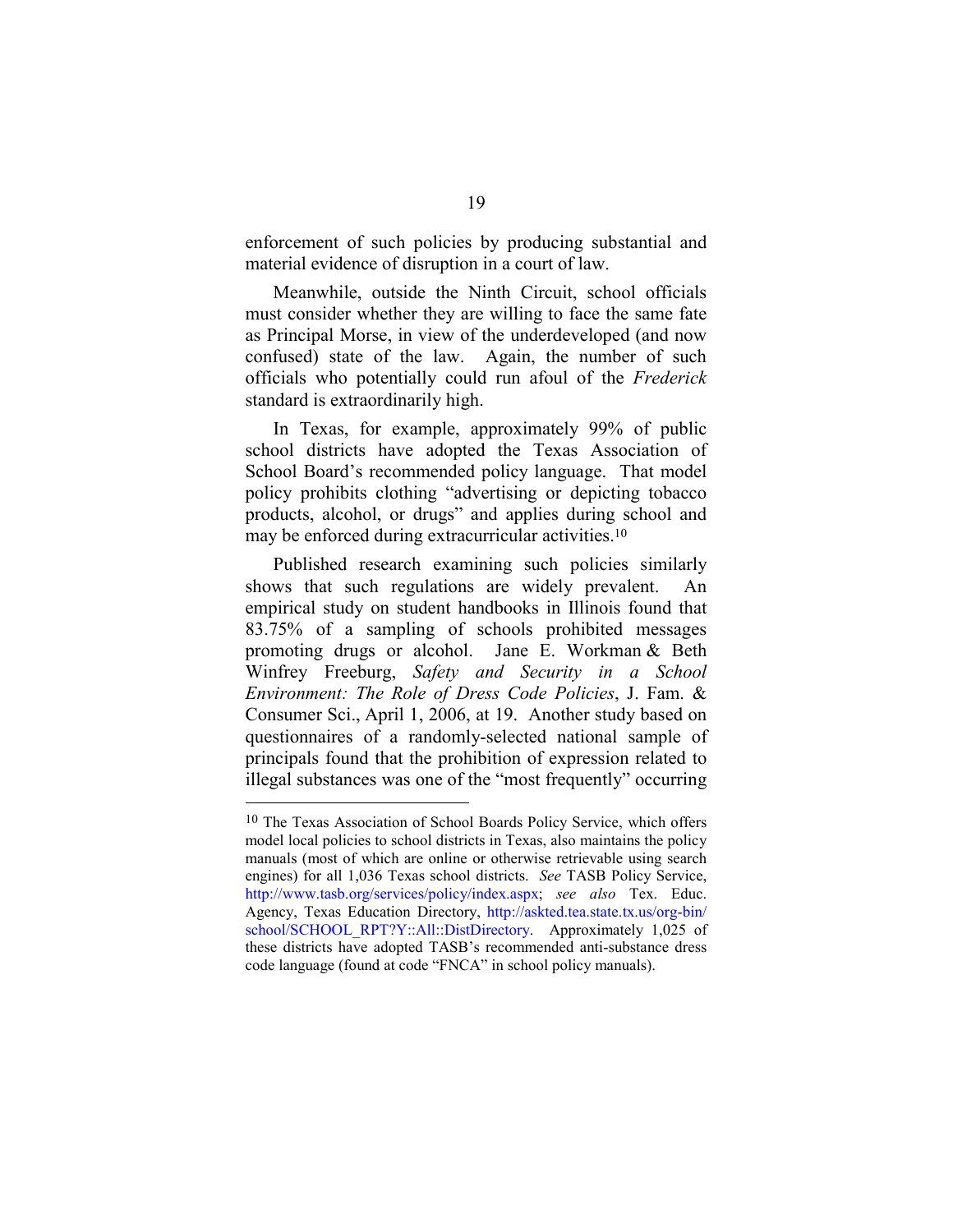enforcement of such policies by producing substantial and material evidence of disruption in a court of law.

Meanwhile, outside the Ninth Circuit, school officials must consider whether they are willing to face the same fate as Principal Morse, in view of the underdeveloped (and now confused) state of the law. Again, the number of such officials who potentially could run afoul of the *Frederick* standard is extraordinarily high.

In Texas, for example, approximately 99% of public school districts have adopted the Texas Association of School Board's recommended policy language. That model policy prohibits clothing "advertising or depicting tobacco products, alcohol, or drugs" and applies during school and may be enforced during extracurricular activities.[10]

Published research examining such policies similarly shows that such regulations are widely prevalent. An empirical study on student handbooks in Illinois found that 83.75% of a sampling of schools prohibited messages promoting drugs or alcohol. Jane E. Workman & Beth Winfrey Freeburg, *Safety and Security in a School Environment: The Role of Dress Code Policies*, J. Fam. & Consumer Sci., April 1, 2006, at 19. Another study based on questionnaires of a randomly-selected national sample of principals found that the prohibition of expression related to illegal substances was one of the "most frequently" occurring

---

[10] The Texas Association of School Boards Policy Service, which offers model local policies to school districts in Texas, also maintains the policy manuals (most of which are online or otherwise retrievable using search engines) for all 1,036 Texas school districts. *See* TASB Policy Service, http://www.tasb.org/services/policy/index.aspx; *see also* Tex. Educ. Agency, Texas Education Directory, http://askted.tea.state.tx.us/org-bin/school/SCHOOL_RPT?Y::All::DistDirectory. Approximately 1,025 of these districts have adopted TASB's recommended anti-substance dress code language (found at code "FNCA" in school policy manuals).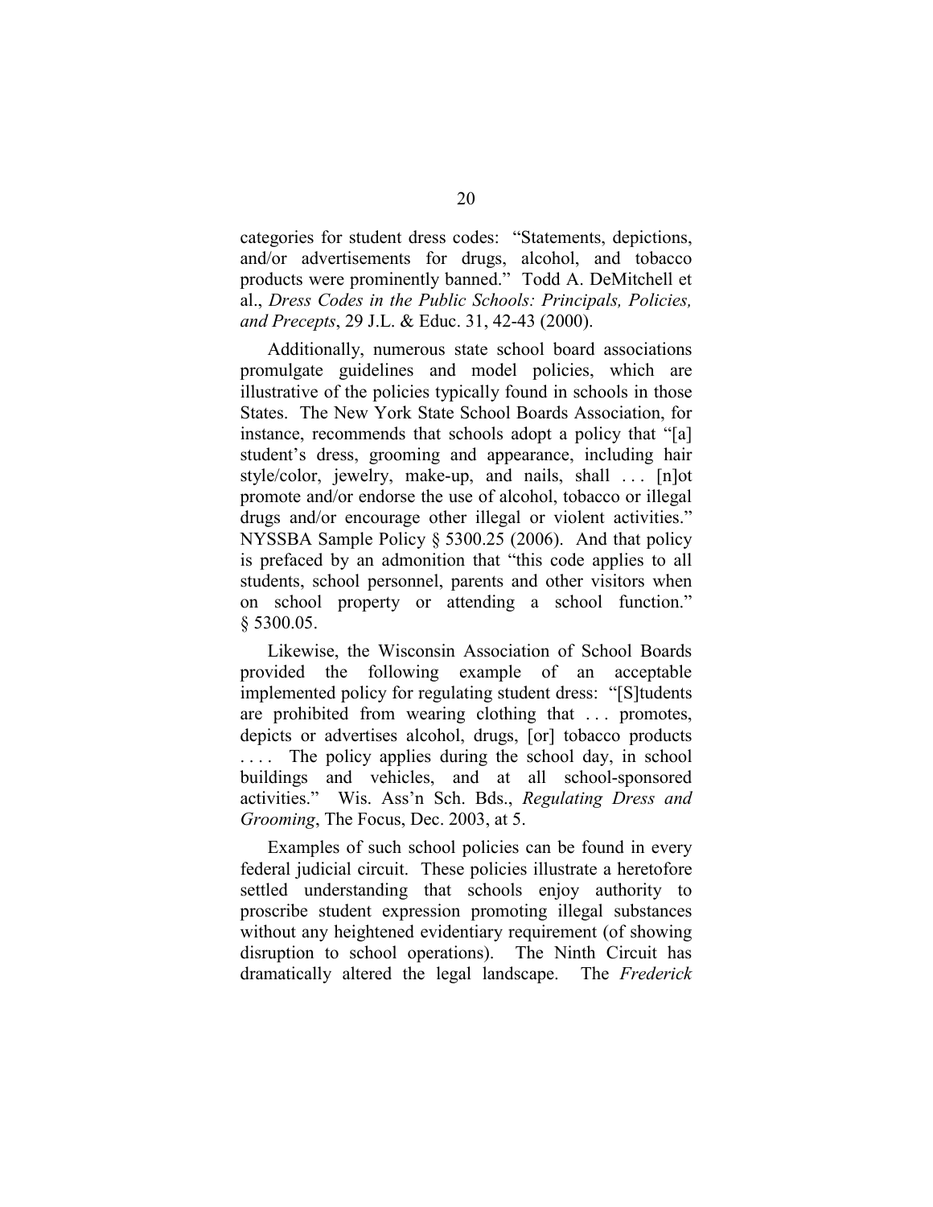categories for student dress codes: "Statements, depictions, and/or advertisements for drugs, alcohol, and tobacco products were prominently banned." Todd A. DeMitchell et al., *Dress Codes in the Public Schools: Principals, Policies, and Precepts*, 29 J.L. & Educ. 31, 42-43 (2000).

Additionally, numerous state school board associations promulgate guidelines and model policies, which are illustrative of the policies typically found in schools in those States. The New York State School Boards Association, for instance, recommends that schools adopt a policy that "[a] student's dress, grooming and appearance, including hair style/color, jewelry, make-up, and nails, shall . . . [n]ot promote and/or endorse the use of alcohol, tobacco or illegal drugs and/or encourage other illegal or violent activities." NYSSBA Sample Policy § 5300.25 (2006). And that policy is prefaced by an admonition that "this code applies to all students, school personnel, parents and other visitors when on school property or attending a school function." § 5300.05.

Likewise, the Wisconsin Association of School Boards provided the following example of an acceptable implemented policy for regulating student dress: "[S]tudents are prohibited from wearing clothing that . . . promotes, depicts or advertises alcohol, drugs, [or] tobacco products . . . . The policy applies during the school day, in school buildings and vehicles, and at all school-sponsored activities." Wis. Ass'n Sch. Bds., *Regulating Dress and Grooming*, The Focus, Dec. 2003, at 5.

Examples of such school policies can be found in every federal judicial circuit. These policies illustrate a heretofore settled understanding that schools enjoy authority to proscribe student expression promoting illegal substances without any heightened evidentiary requirement (of showing disruption to school operations). The Ninth Circuit has dramatically altered the legal landscape. The *Frederick*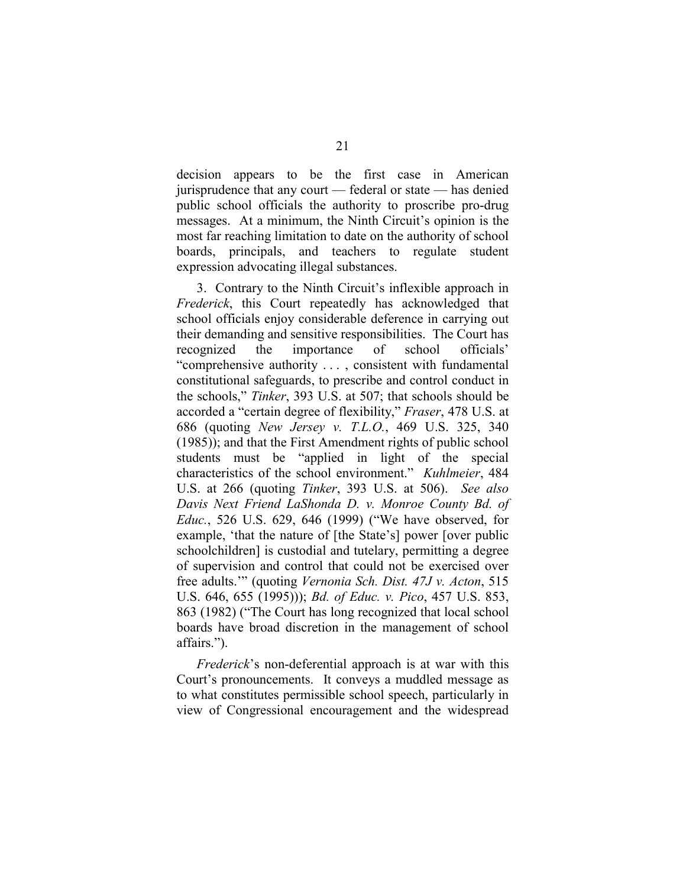decision appears to be the first case in American jurisprudence that any court — federal or state — has denied public school officials the authority to proscribe pro-drug messages. At a minimum, the Ninth Circuit's opinion is the most far reaching limitation to date on the authority of school boards, principals, and teachers to regulate student expression advocating illegal substances.

3. Contrary to the Ninth Circuit's inflexible approach in *Frederick*, this Court repeatedly has acknowledged that school officials enjoy considerable deference in carrying out their demanding and sensitive responsibilities. The Court has recognized the importance of school officials' "comprehensive authority . . . , consistent with fundamental constitutional safeguards, to prescribe and control conduct in the schools," *Tinker*, 393 U.S. at 507; that schools should be accorded a "certain degree of flexibility," *Fraser*, 478 U.S. at 686 (quoting *New Jersey v. T.L.O.*, 469 U.S. 325, 340 (1985)); and that the First Amendment rights of public school students must be "applied in light of the special characteristics of the school environment." *Kuhlmeier*, 484 U.S. at 266 (quoting *Tinker*, 393 U.S. at 506). *See also Davis Next Friend LaShonda D. v. Monroe County Bd. of Educ.*, 526 U.S. 629, 646 (1999) ("We have observed, for example, 'that the nature of [the State's] power [over public schoolchildren] is custodial and tutelary, permitting a degree of supervision and control that could not be exercised over free adults.'" (quoting *Vernonia Sch. Dist. 47J v. Acton*, 515 U.S. 646, 655 (1995))); *Bd. of Educ. v. Pico*, 457 U.S. 853, 863 (1982) ("The Court has long recognized that local school boards have broad discretion in the management of school affairs.").

*Frederick*'s non-deferential approach is at war with this Court's pronouncements. It conveys a muddled message as to what constitutes permissible school speech, particularly in view of Congressional encouragement and the widespread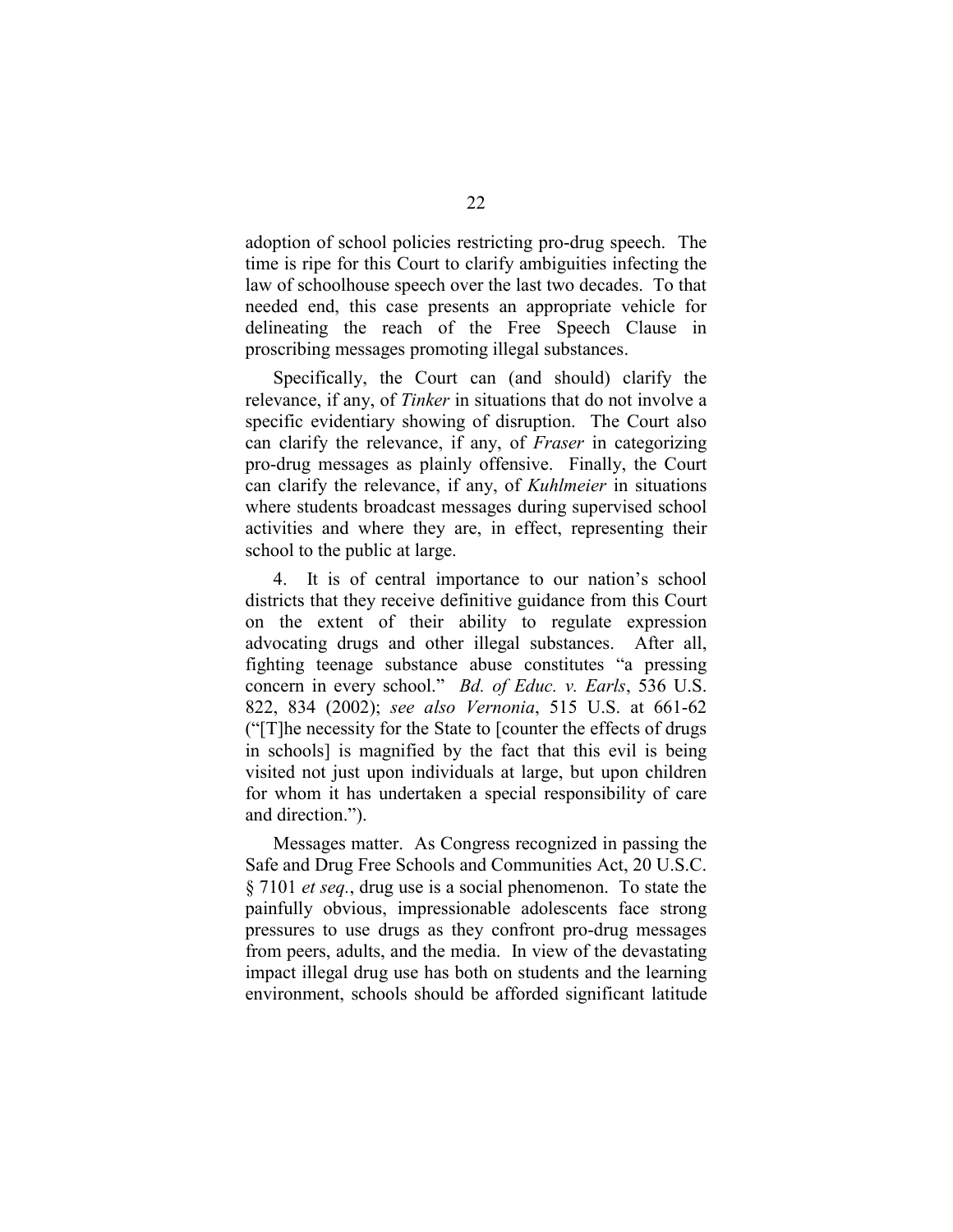adoption of school policies restricting pro-drug speech. The time is ripe for this Court to clarify ambiguities infecting the law of schoolhouse speech over the last two decades. To that needed end, this case presents an appropriate vehicle for delineating the reach of the Free Speech Clause in proscribing messages promoting illegal substances.

Specifically, the Court can (and should) clarify the relevance, if any, of *Tinker* in situations that do not involve a specific evidentiary showing of disruption. The Court also can clarify the relevance, if any, of *Fraser* in categorizing pro-drug messages as plainly offensive. Finally, the Court can clarify the relevance, if any, of *Kuhlmeier* in situations where students broadcast messages during supervised school activities and where they are, in effect, representing their school to the public at large.

4. It is of central importance to our nation's school districts that they receive definitive guidance from this Court on the extent of their ability to regulate expression advocating drugs and other illegal substances. After all, fighting teenage substance abuse constitutes "a pressing concern in every school." *Bd. of Educ. v. Earls*, 536 U.S. 822, 834 (2002); *see also Vernonia*, 515 U.S. at 661-62 ("[T]he necessity for the State to [counter the effects of drugs in schools] is magnified by the fact that this evil is being visited not just upon individuals at large, but upon children for whom it has undertaken a special responsibility of care and direction.").

Messages matter. As Congress recognized in passing the Safe and Drug Free Schools and Communities Act, 20 U.S.C. § 7101 *et seq.*, drug use is a social phenomenon. To state the painfully obvious, impressionable adolescents face strong pressures to use drugs as they confront pro-drug messages from peers, adults, and the media. In view of the devastating impact illegal drug use has both on students and the learning environment, schools should be afforded significant latitude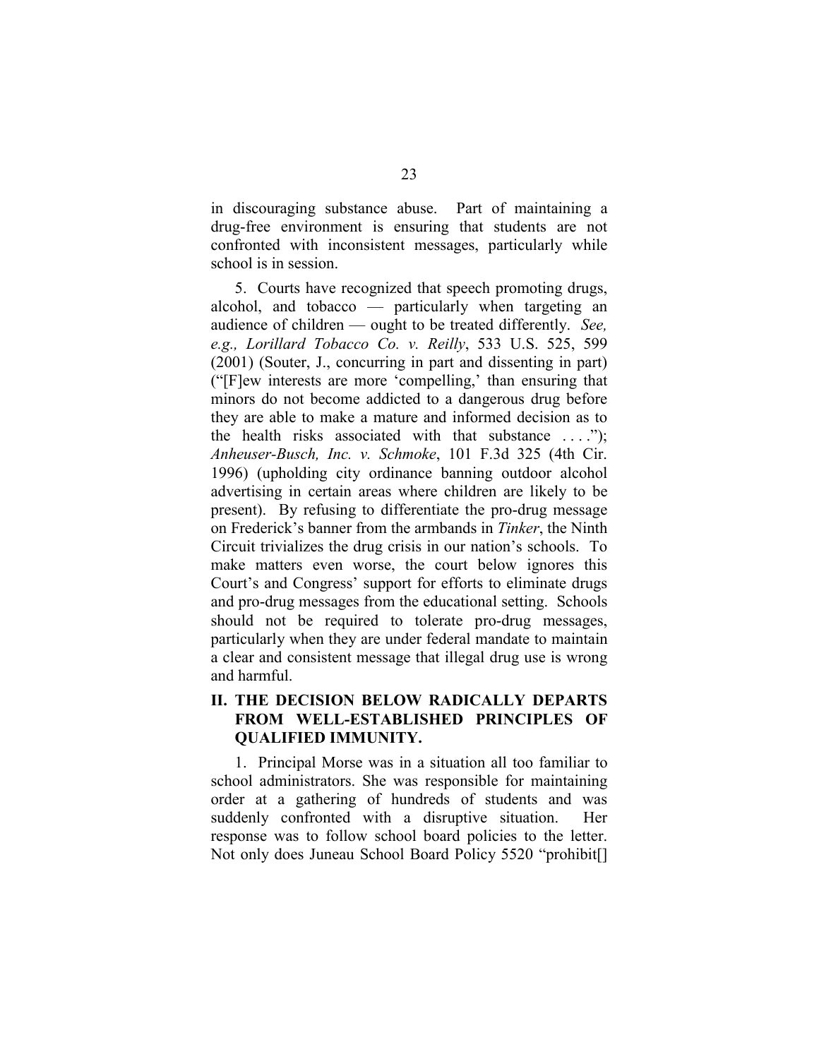in discouraging substance abuse. Part of maintaining a drug-free environment is ensuring that students are not confronted with inconsistent messages, particularly while school is in session.

5. Courts have recognized that speech promoting drugs, alcohol, and tobacco — particularly when targeting an audience of children — ought to be treated differently. *See, e.g., Lorillard Tobacco Co. v. Reilly*, 533 U.S. 525, 599 (2001) (Souter, J., concurring in part and dissenting in part) ("[F]ew interests are more 'compelling,' than ensuring that minors do not become addicted to a dangerous drug before they are able to make a mature and informed decision as to the health risks associated with that substance . . . ."); *Anheuser-Busch, Inc. v. Schmoke*, 101 F.3d 325 (4th Cir. 1996) (upholding city ordinance banning outdoor alcohol advertising in certain areas where children are likely to be present). By refusing to differentiate the pro-drug message on Frederick's banner from the armbands in *Tinker*, the Ninth Circuit trivializes the drug crisis in our nation's schools. To make matters even worse, the court below ignores this Court's and Congress' support for efforts to eliminate drugs and pro-drug messages from the educational setting. Schools should not be required to tolerate pro-drug messages, particularly when they are under federal mandate to maintain a clear and consistent message that illegal drug use is wrong and harmful.

## II. THE DECISION BELOW RADICALLY DEPARTS FROM WELL-ESTABLISHED PRINCIPLES OF QUALIFIED IMMUNITY.

1. Principal Morse was in a situation all too familiar to school administrators. She was responsible for maintaining order at a gathering of hundreds of students and was suddenly confronted with a disruptive situation. Her response was to follow school board policies to the letter. Not only does Juneau School Board Policy 5520 "prohibit[]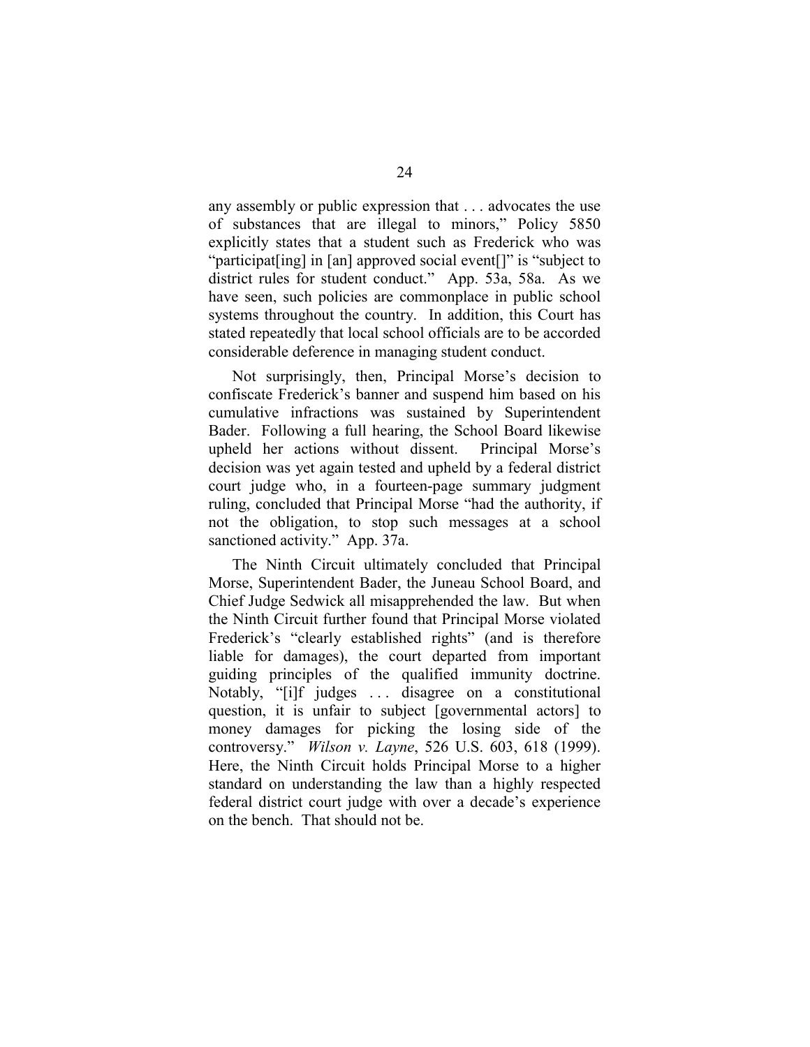any assembly or public expression that . . . advocates the use of substances that are illegal to minors," Policy 5850 explicitly states that a student such as Frederick who was "participat[ing] in [an] approved social event[]" is "subject to district rules for student conduct." App. 53a, 58a. As we have seen, such policies are commonplace in public school systems throughout the country. In addition, this Court has stated repeatedly that local school officials are to be accorded considerable deference in managing student conduct.

Not surprisingly, then, Principal Morse's decision to confiscate Frederick's banner and suspend him based on his cumulative infractions was sustained by Superintendent Bader. Following a full hearing, the School Board likewise upheld her actions without dissent. Principal Morse's decision was yet again tested and upheld by a federal district court judge who, in a fourteen-page summary judgment ruling, concluded that Principal Morse "had the authority, if not the obligation, to stop such messages at a school sanctioned activity." App. 37a.

The Ninth Circuit ultimately concluded that Principal Morse, Superintendent Bader, the Juneau School Board, and Chief Judge Sedwick all misapprehended the law. But when the Ninth Circuit further found that Principal Morse violated Frederick's "clearly established rights" (and is therefore liable for damages), the court departed from important guiding principles of the qualified immunity doctrine. Notably, "[i]f judges . . . disagree on a constitutional question, it is unfair to subject [governmental actors] to money damages for picking the losing side of the controversy." *Wilson v. Layne*, 526 U.S. 603, 618 (1999). Here, the Ninth Circuit holds Principal Morse to a higher standard on understanding the law than a highly respected federal district court judge with over a decade's experience on the bench. That should not be.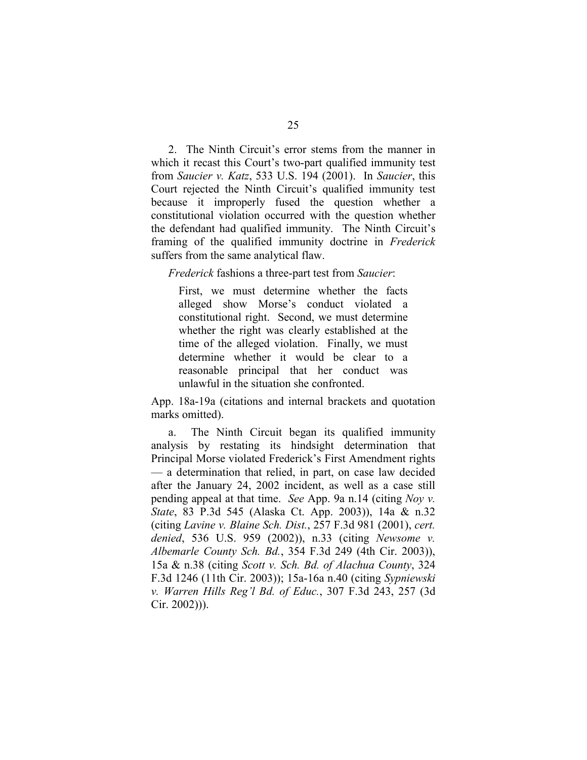2. The Ninth Circuit's error stems from the manner in which it recast this Court's two-part qualified immunity test from *Saucier v. Katz*, 533 U.S. 194 (2001). In *Saucier*, this Court rejected the Ninth Circuit's qualified immunity test because it improperly fused the question whether a constitutional violation occurred with the question whether the defendant had qualified immunity. The Ninth Circuit's framing of the qualified immunity doctrine in *Frederick* suffers from the same analytical flaw.

*Frederick* fashions a three-part test from *Saucier*:

> First, we must determine whether the facts alleged show Morse's conduct violated a constitutional right. Second, we must determine whether the right was clearly established at the time of the alleged violation. Finally, we must determine whether it would be clear to a reasonable principal that her conduct was unlawful in the situation she confronted.

App. 18a-19a (citations and internal brackets and quotation marks omitted).

a. The Ninth Circuit began its qualified immunity analysis by restating its hindsight determination that Principal Morse violated Frederick's First Amendment rights — a determination that relied, in part, on case law decided after the January 24, 2002 incident, as well as a case still pending appeal at that time. *See* App. 9a n.14 (citing *Noy v. State*, 83 P.3d 545 (Alaska Ct. App. 2003)), 14a & n.32 (citing *Lavine v. Blaine Sch. Dist.*, 257 F.3d 981 (2001), *cert. denied*, 536 U.S. 959 (2002)), n.33 (citing *Newsome v. Albemarle County Sch. Bd.*, 354 F.3d 249 (4th Cir. 2003)), 15a & n.38 (citing *Scott v. Sch. Bd. of Alachua County*, 324 F.3d 1246 (11th Cir. 2003)); 15a-16a n.40 (citing *Sypniewski v. Warren Hills Reg'l Bd. of Educ.*, 307 F.3d 243, 257 (3d Cir. 2002))).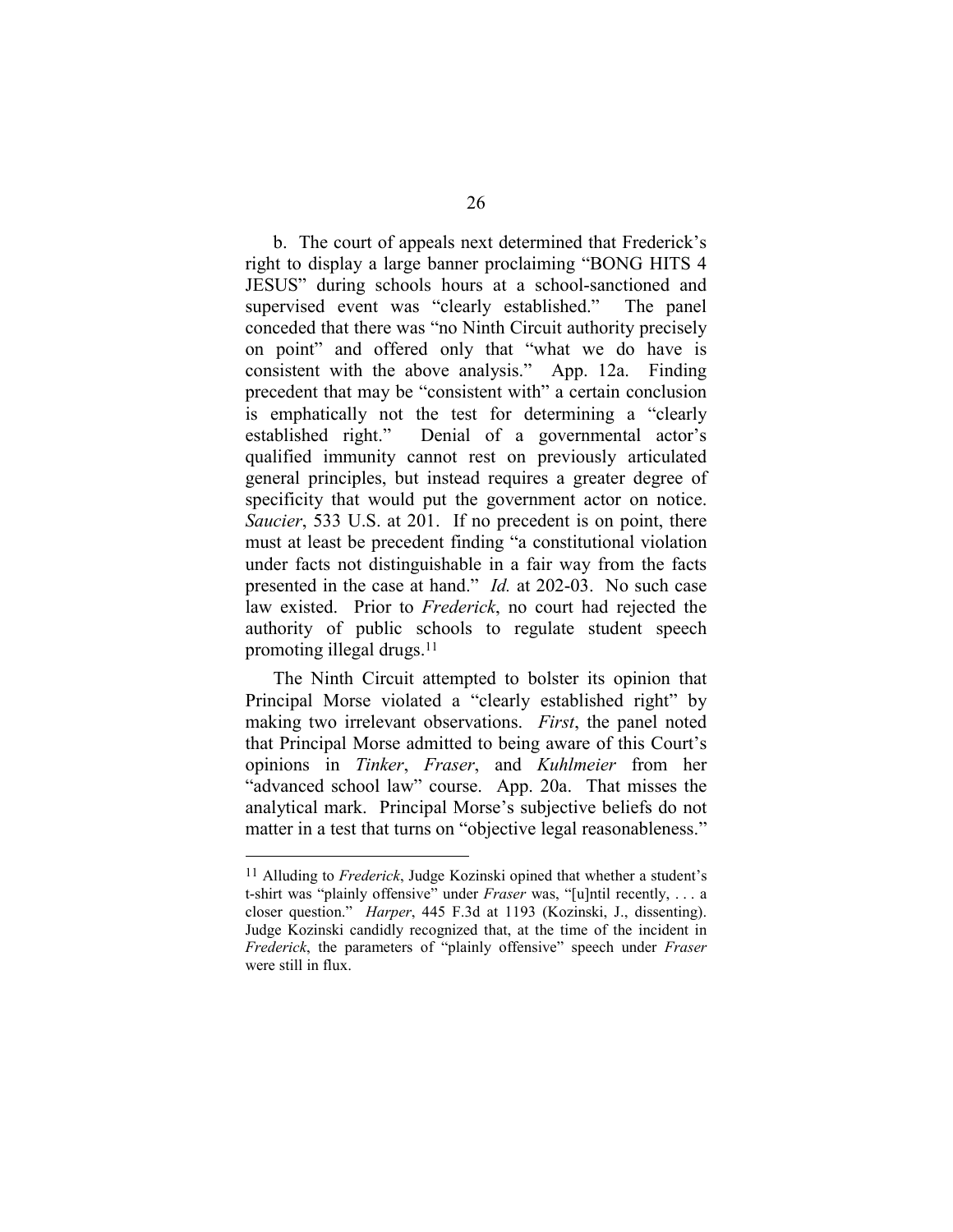b. The court of appeals next determined that Frederick's right to display a large banner proclaiming "BONG HITS 4 JESUS" during schools hours at a school-sanctioned and supervised event was "clearly established." The panel conceded that there was "no Ninth Circuit authority precisely on point" and offered only that "what we do have is consistent with the above analysis." App. 12a. Finding precedent that may be "consistent with" a certain conclusion is emphatically not the test for determining a "clearly established right." Denial of a governmental actor's qualified immunity cannot rest on previously articulated general principles, but instead requires a greater degree of specificity that would put the government actor on notice. *Saucier*, 533 U.S. at 201. If no precedent is on point, there must at least be precedent finding "a constitutional violation under facts not distinguishable in a fair way from the facts presented in the case at hand." *Id.* at 202-03. No such case law existed. Prior to *Frederick*, no court had rejected the authority of public schools to regulate student speech promoting illegal drugs.[11]

The Ninth Circuit attempted to bolster its opinion that Principal Morse violated a "clearly established right" by making two irrelevant observations. *First*, the panel noted that Principal Morse admitted to being aware of this Court's opinions in *Tinker*, *Fraser*, and *Kuhlmeier* from her "advanced school law" course. App. 20a. That misses the analytical mark. Principal Morse's subjective beliefs do not matter in a test that turns on "objective legal reasonableness."

---

[11] Alluding to *Frederick*, Judge Kozinski opined that whether a student's t-shirt was "plainly offensive" under *Fraser* was, "[u]ntil recently, . . . a closer question." *Harper*, 445 F.3d at 1193 (Kozinski, J., dissenting). Judge Kozinski candidly recognized that, at the time of the incident in *Frederick*, the parameters of "plainly offensive" speech under *Fraser* were still in flux.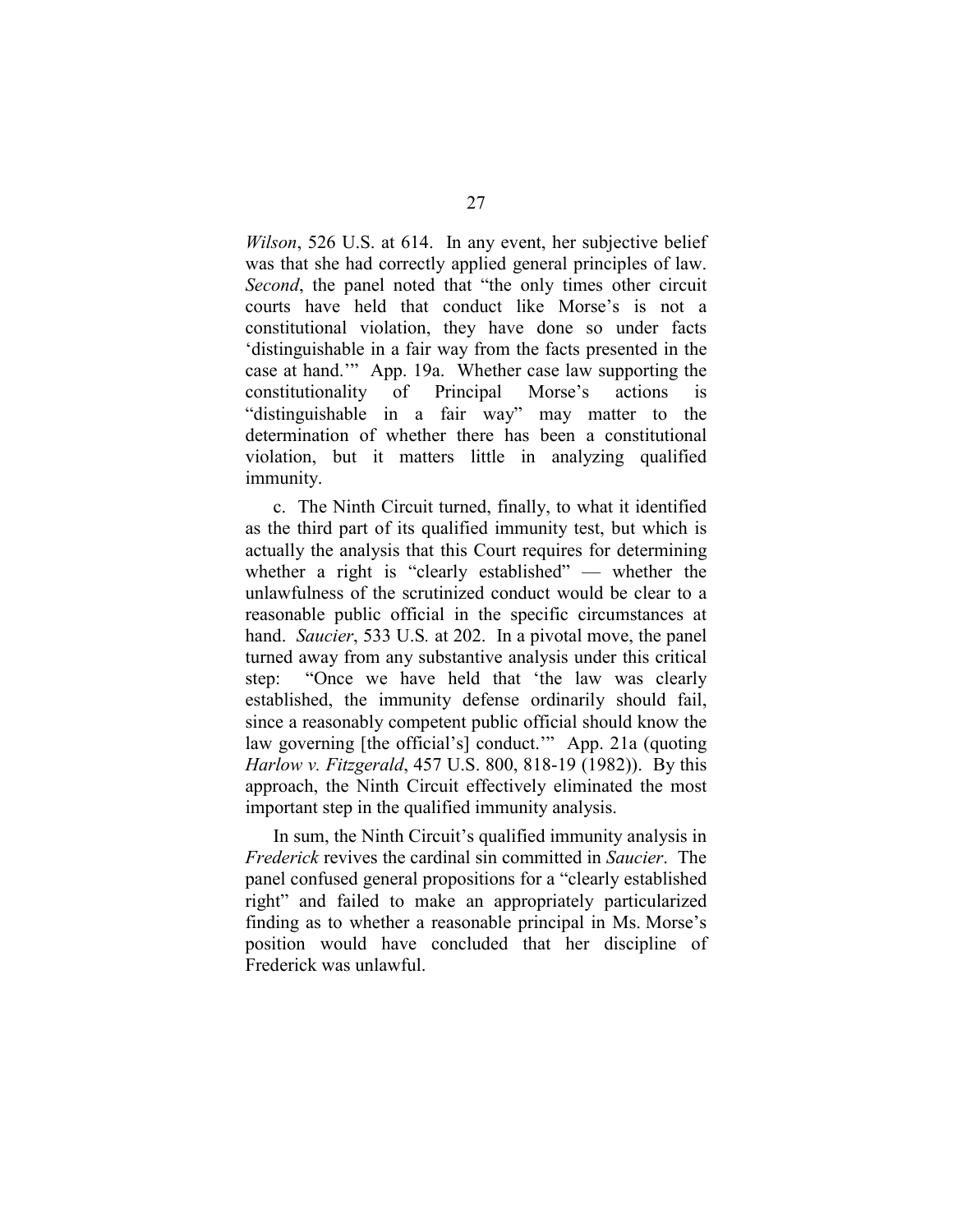*Wilson*, 526 U.S. at 614. In any event, her subjective belief was that she had correctly applied general principles of law. *Second*, the panel noted that "the only times other circuit courts have held that conduct like Morse's is not a constitutional violation, they have done so under facts 'distinguishable in a fair way from the facts presented in the case at hand.'" App. 19a. Whether case law supporting the constitutionality of Principal Morse's actions is "distinguishable in a fair way" may matter to the determination of whether there has been a constitutional violation, but it matters little in analyzing qualified immunity.

c. The Ninth Circuit turned, finally, to what it identified as the third part of its qualified immunity test, but which is actually the analysis that this Court requires for determining whether a right is "clearly established" — whether the unlawfulness of the scrutinized conduct would be clear to a reasonable public official in the specific circumstances at hand. *Saucier*, 533 U.S. at 202. In a pivotal move, the panel turned away from any substantive analysis under this critical step: "Once we have held that 'the law was clearly established, the immunity defense ordinarily should fail, since a reasonably competent public official should know the law governing [the official's] conduct.'" App. 21a (quoting *Harlow v. Fitzgerald*, 457 U.S. 800, 818-19 (1982)). By this approach, the Ninth Circuit effectively eliminated the most important step in the qualified immunity analysis.

In sum, the Ninth Circuit's qualified immunity analysis in *Frederick* revives the cardinal sin committed in *Saucier*. The panel confused general propositions for a "clearly established right" and failed to make an appropriately particularized finding as to whether a reasonable principal in Ms. Morse's position would have concluded that her discipline of Frederick was unlawful.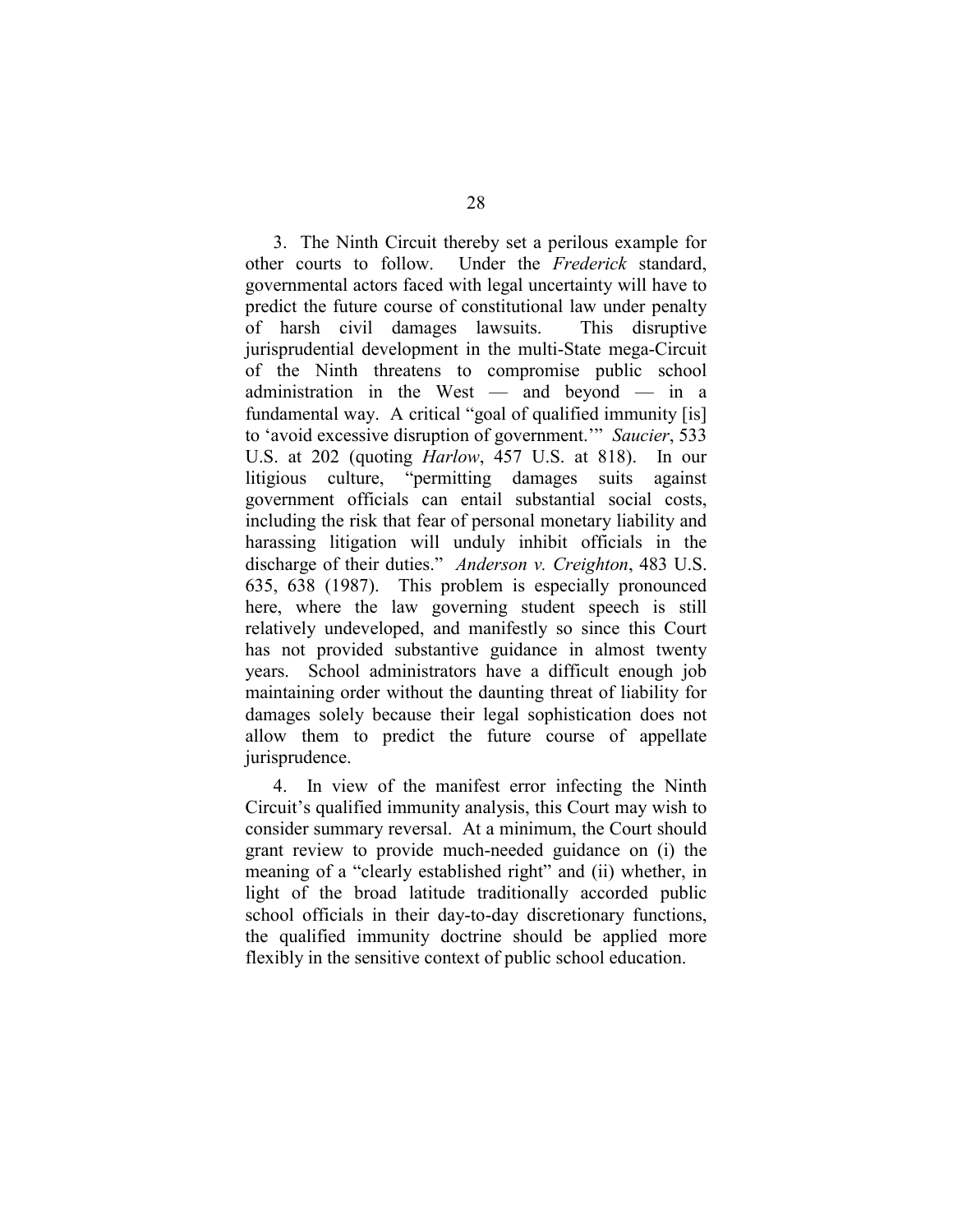3. The Ninth Circuit thereby set a perilous example for other courts to follow. Under the *Frederick* standard, governmental actors faced with legal uncertainty will have to predict the future course of constitutional law under penalty of harsh civil damages lawsuits. This disruptive jurisprudential development in the multi-State mega-Circuit of the Ninth threatens to compromise public school administration in the West — and beyond — in a fundamental way. A critical "goal of qualified immunity [is] to 'avoid excessive disruption of government.'" *Saucier*, 533 U.S. at 202 (quoting *Harlow*, 457 U.S. at 818). In our litigious culture, "permitting damages suits against government officials can entail substantial social costs, including the risk that fear of personal monetary liability and harassing litigation will unduly inhibit officials in the discharge of their duties." *Anderson v. Creighton*, 483 U.S. 635, 638 (1987). This problem is especially pronounced here, where the law governing student speech is still relatively undeveloped, and manifestly so since this Court has not provided substantive guidance in almost twenty years. School administrators have a difficult enough job maintaining order without the daunting threat of liability for damages solely because their legal sophistication does not allow them to predict the future course of appellate jurisprudence.

4. In view of the manifest error infecting the Ninth Circuit's qualified immunity analysis, this Court may wish to consider summary reversal. At a minimum, the Court should grant review to provide much-needed guidance on (i) the meaning of a "clearly established right" and (ii) whether, in light of the broad latitude traditionally accorded public school officials in their day-to-day discretionary functions, the qualified immunity doctrine should be applied more flexibly in the sensitive context of public school education.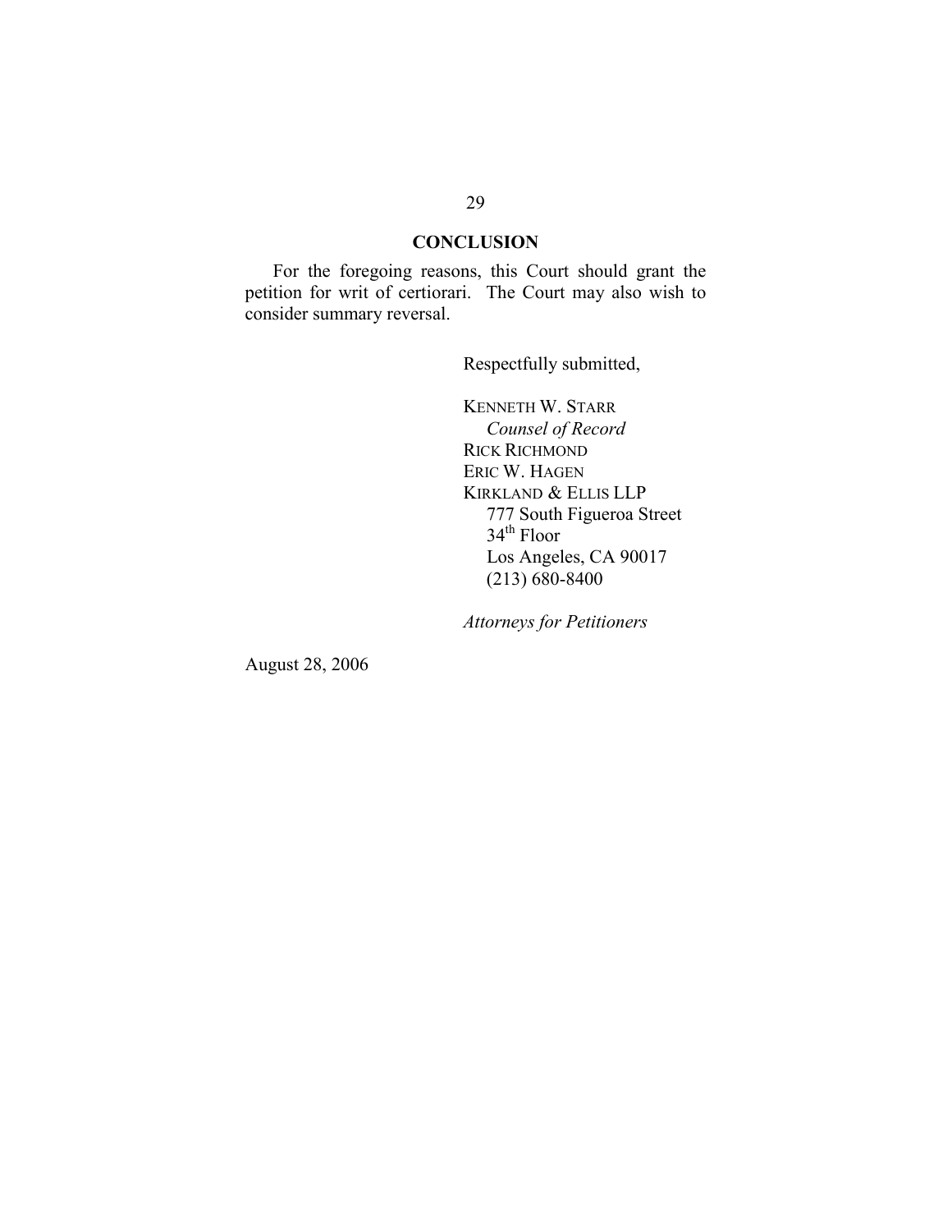## CONCLUSION

For the foregoing reasons, this Court should grant the petition for writ of certiorari. The Court may also wish to consider summary reversal.

Respectfully submitted,

KENNETH W. STARR
*Counsel of Record*
RICK RICHMOND
ERIC W. HAGEN
KIRKLAND & ELLIS LLP
777 South Figueroa Street
34th Floor
Los Angeles, CA 90017
(213) 680-8400

*Attorneys for Petitioners*

August 28, 2006